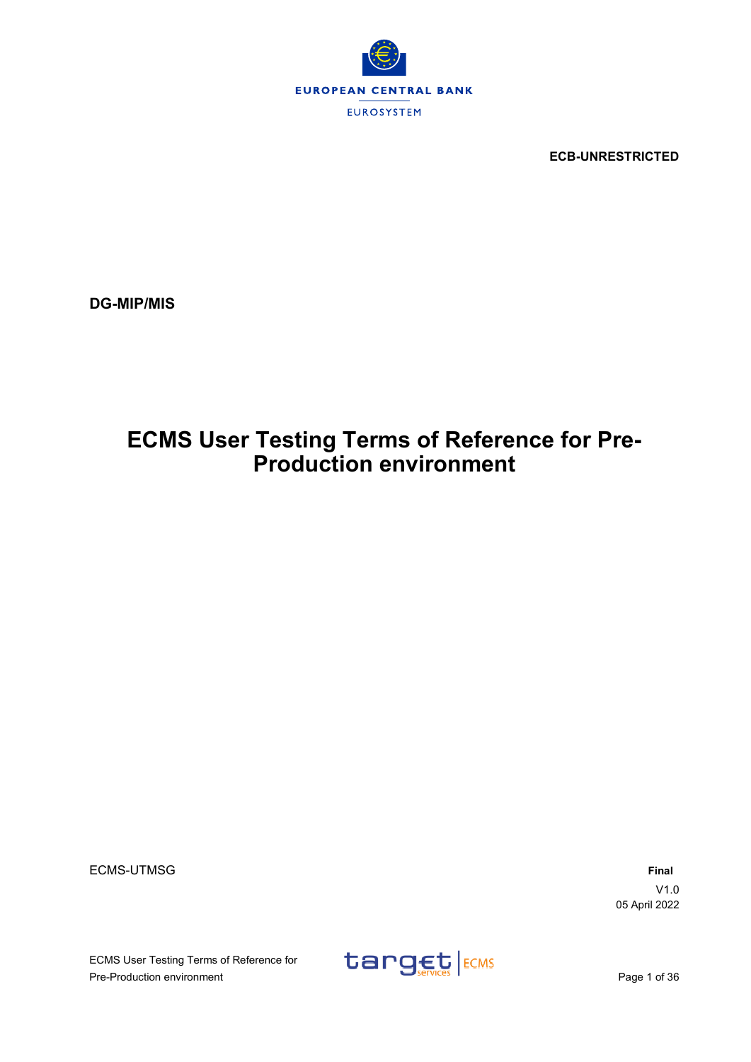EUROPEAN CENTRAL BANK

EUROSYSTEM

**ECB-UNRESTRICTED**

**DG-MIP/MIS**

# ECMS User Testing Terms of Reference for Pre-Production environment

ECMS-UTMSG

**Final**

V1.0

05 April 2022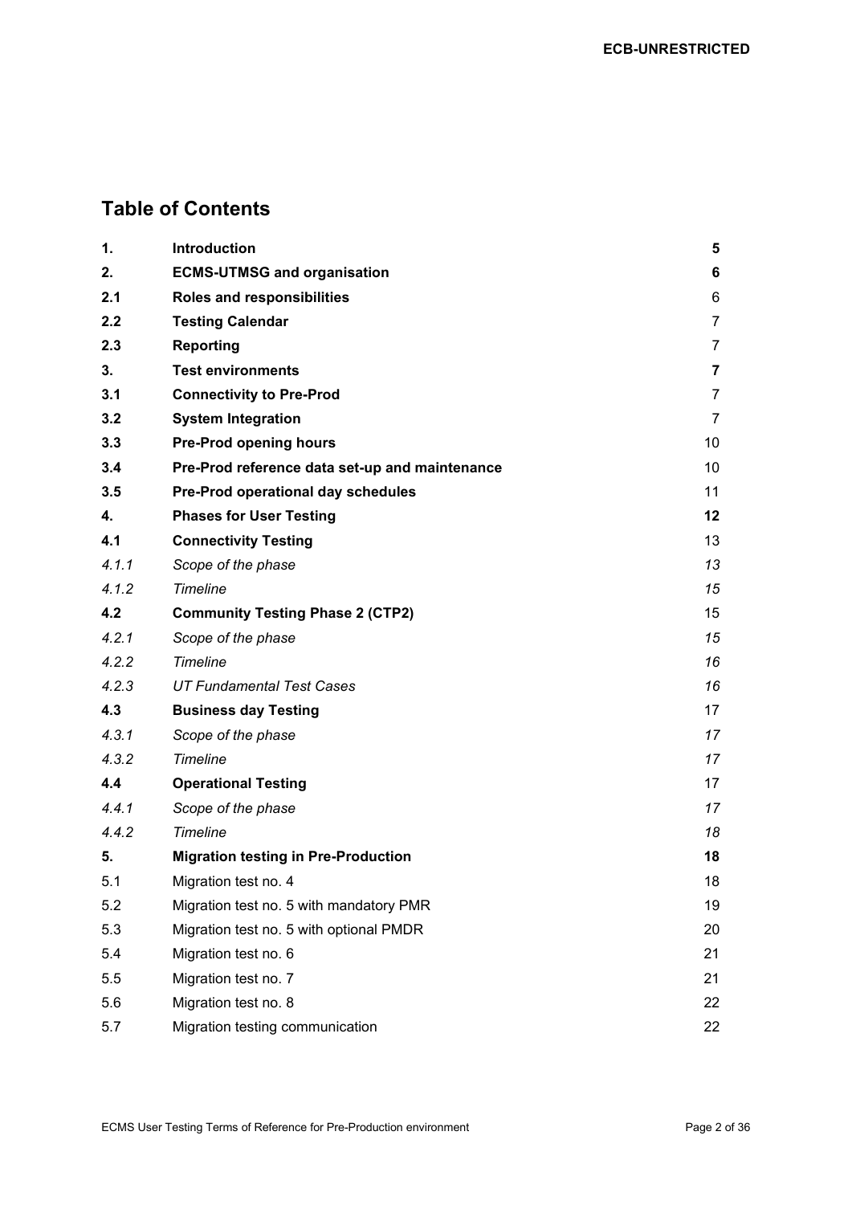## Table of Contents

| | | |
|---|---|---|
| **1.** | **Introduction** | **5** |
| **2.** | **ECMS-UTMSG and organisation** | **6** |
| **2.1** | **Roles and responsibilities** | 6 |
| **2.2** | **Testing Calendar** | 7 |
| **2.3** | **Reporting** | 7 |
| **3.** | **Test environments** | **7** |
| **3.1** | **Connectivity to Pre-Prod** | 7 |
| **3.2** | **System Integration** | 7 |
| **3.3** | **Pre-Prod opening hours** | 10 |
| **3.4** | **Pre-Prod reference data set-up and maintenance** | 10 |
| **3.5** | **Pre-Prod operational day schedules** | 11 |
| **4.** | **Phases for User Testing** | **12** |
| **4.1** | **Connectivity Testing** | 13 |
| *4.1.1* | *Scope of the phase* | *13* |
| *4.1.2* | *Timeline* | *15* |
| **4.2** | **Community Testing Phase 2 (CTP2)** | 15 |
| *4.2.1* | *Scope of the phase* | *15* |
| *4.2.2* | *Timeline* | *16* |
| *4.2.3* | *UT Fundamental Test Cases* | *16* |
| **4.3** | **Business day Testing** | 17 |
| *4.3.1* | *Scope of the phase* | *17* |
| *4.3.2* | *Timeline* | *17* |
| **4.4** | **Operational Testing** | 17 |
| *4.4.1* | *Scope of the phase* | *17* |
| *4.4.2* | *Timeline* | *18* |
| **5.** | **Migration testing in Pre-Production** | **18** |
| 5.1 | Migration test no. 4 | 18 |
| 5.2 | Migration test no. 5 with mandatory PMR | 19 |
| 5.3 | Migration test no. 5 with optional PMDR | 20 |
| 5.4 | Migration test no. 6 | 21 |
| 5.5 | Migration test no. 7 | 21 |
| 5.6 | Migration test no. 8 | 22 |
| 5.7 | Migration testing communication | 22 |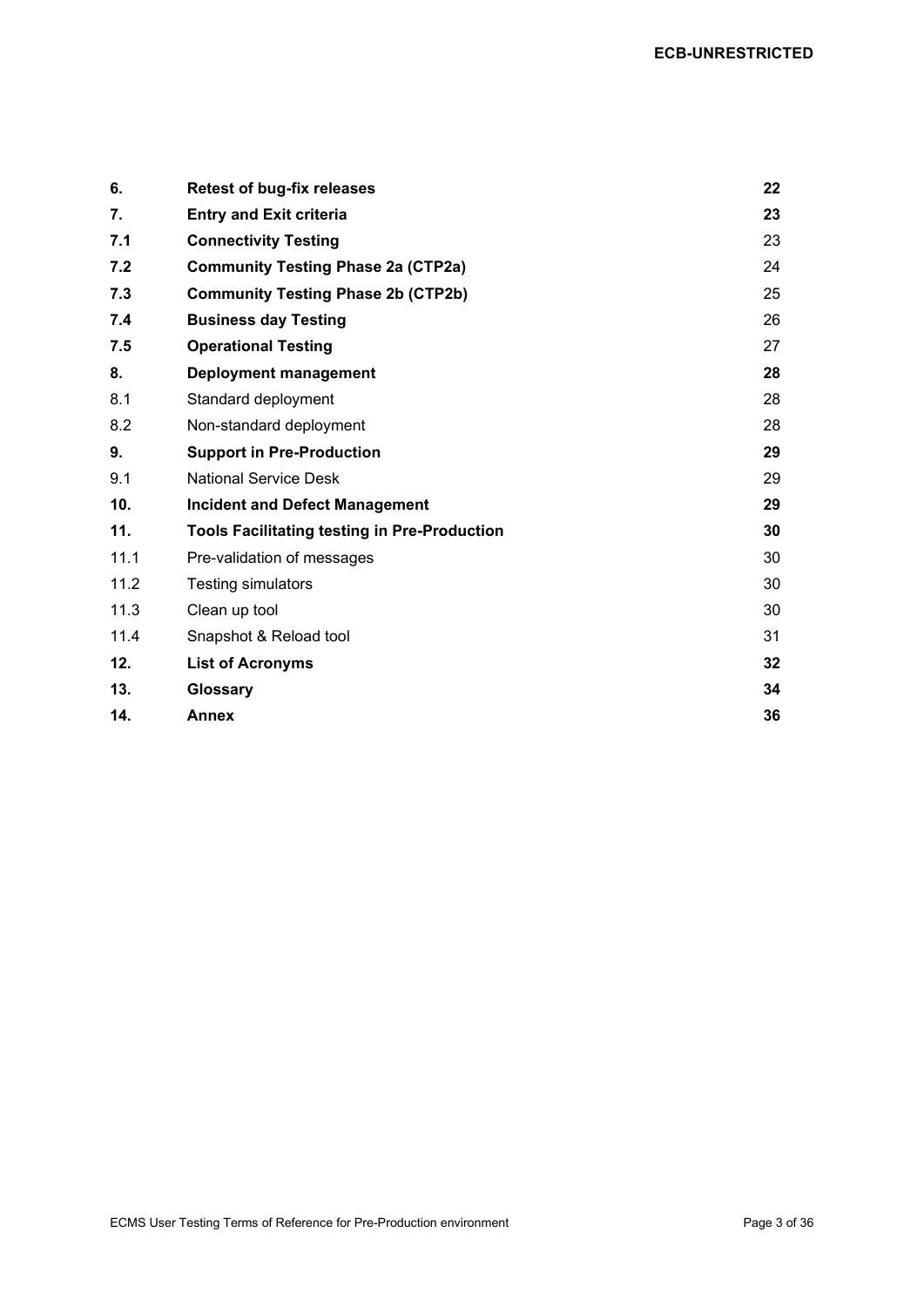| | | |
|---|---|---|
| **6.** | **Retest of bug-fix releases** | **22** |
| **7.** | **Entry and Exit criteria** | **23** |
| **7.1** | **Connectivity Testing** | 23 |
| **7.2** | **Community Testing Phase 2a (CTP2a)** | 24 |
| **7.3** | **Community Testing Phase 2b (CTP2b)** | 25 |
| **7.4** | **Business day Testing** | 26 |
| **7.5** | **Operational Testing** | 27 |
| **8.** | **Deployment management** | **28** |
| 8.1 | Standard deployment | 28 |
| 8.2 | Non-standard deployment | 28 |
| **9.** | **Support in Pre-Production** | **29** |
| 9.1 | National Service Desk | 29 |
| **10.** | **Incident and Defect Management** | **29** |
| **11.** | **Tools Facilitating testing in Pre-Production** | **30** |
| 11.1 | Pre-validation of messages | 30 |
| 11.2 | Testing simulators | 30 |
| 11.3 | Clean up tool | 30 |
| 11.4 | Snapshot & Reload tool | 31 |
| **12.** | **List of Acronyms** | **32** |
| **13.** | **Glossary** | **34** |
| **14.** | **Annex** | **36** |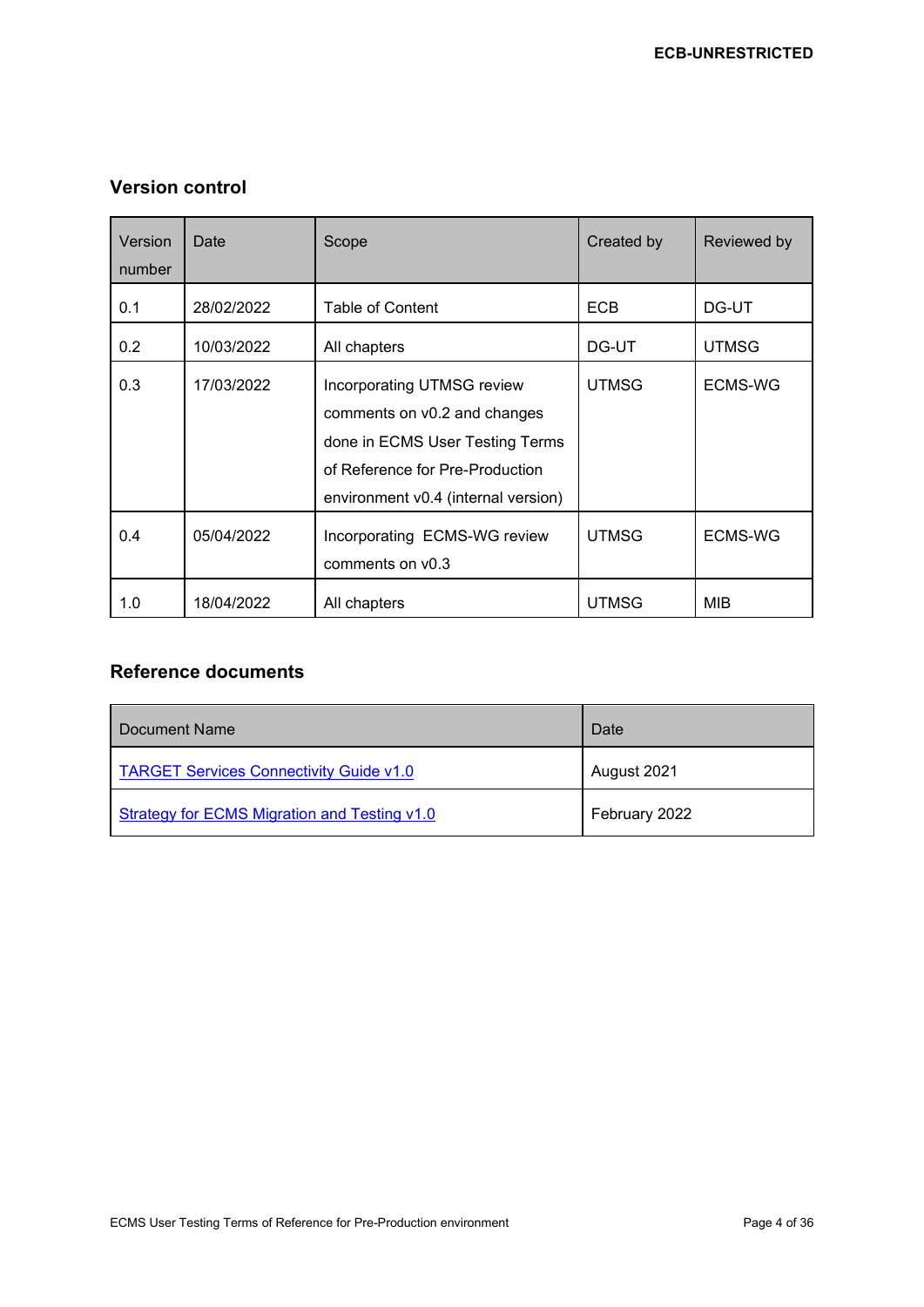## Version control

| Version number | Date | Scope | Created by | Reviewed by |
|---|---|---|---|---|
| 0.1 | 28/02/2022 | Table of Content | ECB | DG-UT |
| 0.2 | 10/03/2022 | All chapters | DG-UT | UTMSG |
| 0.3 | 17/03/2022 | Incorporating UTMSG review comments on v0.2 and changes done in ECMS User Testing Terms of Reference for Pre-Production environment v0.4 (internal version) | UTMSG | ECMS-WG |
| 0.4 | 05/04/2022 | Incorporating ECMS-WG review comments on v0.3 | UTMSG | ECMS-WG |
| 1.0 | 18/04/2022 | All chapters | UTMSG | MIB |

## Reference documents

| Document Name | Date |
|---|---|
| TARGET Services Connectivity Guide v1.0 | August 2021 |
| Strategy for ECMS Migration and Testing v1.0 | February 2022 |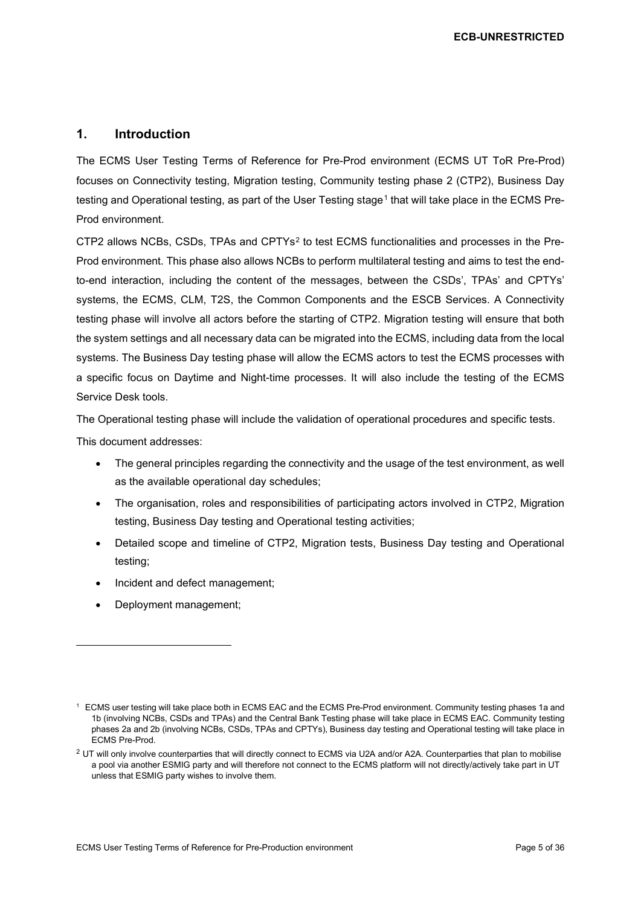## 1. Introduction

The ECMS User Testing Terms of Reference for Pre-Prod environment (ECMS UT ToR Pre-Prod) focuses on Connectivity testing, Migration testing, Community testing phase 2 (CTP2), Business Day testing and Operational testing, as part of the User Testing stage[1] that will take place in the ECMS Pre-Prod environment.

CTP2 allows NCBs, CSDs, TPAs and CPTYs[2] to test ECMS functionalities and processes in the Pre-Prod environment. This phase also allows NCBs to perform multilateral testing and aims to test the end-to-end interaction, including the content of the messages, between the CSDs', TPAs' and CPTYs' systems, the ECMS, CLM, T2S, the Common Components and the ESCB Services. A Connectivity testing phase will involve all actors before the starting of CTP2. Migration testing will ensure that both the system settings and all necessary data can be migrated into the ECMS, including data from the local systems. The Business Day testing phase will allow the ECMS actors to test the ECMS processes with a specific focus on Daytime and Night-time processes. It will also include the testing of the ECMS Service Desk tools.

The Operational testing phase will include the validation of operational procedures and specific tests.

This document addresses:

- The general principles regarding the connectivity and the usage of the test environment, as well as the available operational day schedules;
- The organisation, roles and responsibilities of participating actors involved in CTP2, Migration testing, Business Day testing and Operational testing activities;
- Detailed scope and timeline of CTP2, Migration tests, Business Day testing and Operational testing;
- Incident and defect management;
- Deployment management;

---

[1] ECMS user testing will take place both in ECMS EAC and the ECMS Pre-Prod environment. Community testing phases 1a and 1b (involving NCBs, CSDs and TPAs) and the Central Bank Testing phase will take place in ECMS EAC. Community testing phases 2a and 2b (involving NCBs, CSDs, TPAs and CPTYs), Business day testing and Operational testing will take place in ECMS Pre-Prod.

[2] UT will only involve counterparties that will directly connect to ECMS via U2A and/or A2A. Counterparties that plan to mobilise a pool via another ESMIG party and will therefore not connect to the ECMS platform will not directly/actively take part in UT unless that ESMIG party wishes to involve them.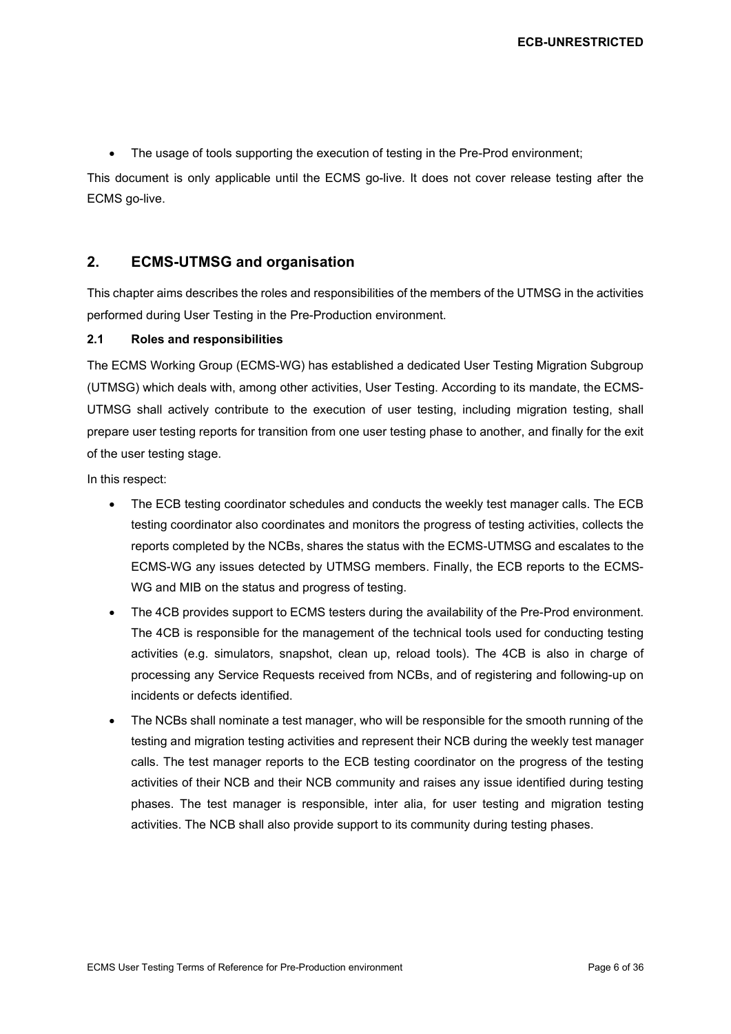- The usage of tools supporting the execution of testing in the Pre-Prod environment;

This document is only applicable until the ECMS go-live. It does not cover release testing after the ECMS go-live.

## 2. ECMS-UTMSG and organisation

This chapter aims describes the roles and responsibilities of the members of the UTMSG in the activities performed during User Testing in the Pre-Production environment.

### 2.1 Roles and responsibilities

The ECMS Working Group (ECMS-WG) has established a dedicated User Testing Migration Subgroup (UTMSG) which deals with, among other activities, User Testing. According to its mandate, the ECMS-UTMSG shall actively contribute to the execution of user testing, including migration testing, shall prepare user testing reports for transition from one user testing phase to another, and finally for the exit of the user testing stage.

In this respect:

- The ECB testing coordinator schedules and conducts the weekly test manager calls. The ECB testing coordinator also coordinates and monitors the progress of testing activities, collects the reports completed by the NCBs, shares the status with the ECMS-UTMSG and escalates to the ECMS-WG any issues detected by UTMSG members. Finally, the ECB reports to the ECMS-WG and MIB on the status and progress of testing.
- The 4CB provides support to ECMS testers during the availability of the Pre-Prod environment. The 4CB is responsible for the management of the technical tools used for conducting testing activities (e.g. simulators, snapshot, clean up, reload tools). The 4CB is also in charge of processing any Service Requests received from NCBs, and of registering and following-up on incidents or defects identified.
- The NCBs shall nominate a test manager, who will be responsible for the smooth running of the testing and migration testing activities and represent their NCB during the weekly test manager calls. The test manager reports to the ECB testing coordinator on the progress of the testing activities of their NCB and their NCB community and raises any issue identified during testing phases. The test manager is responsible, inter alia, for user testing and migration testing activities. The NCB shall also provide support to its community during testing phases.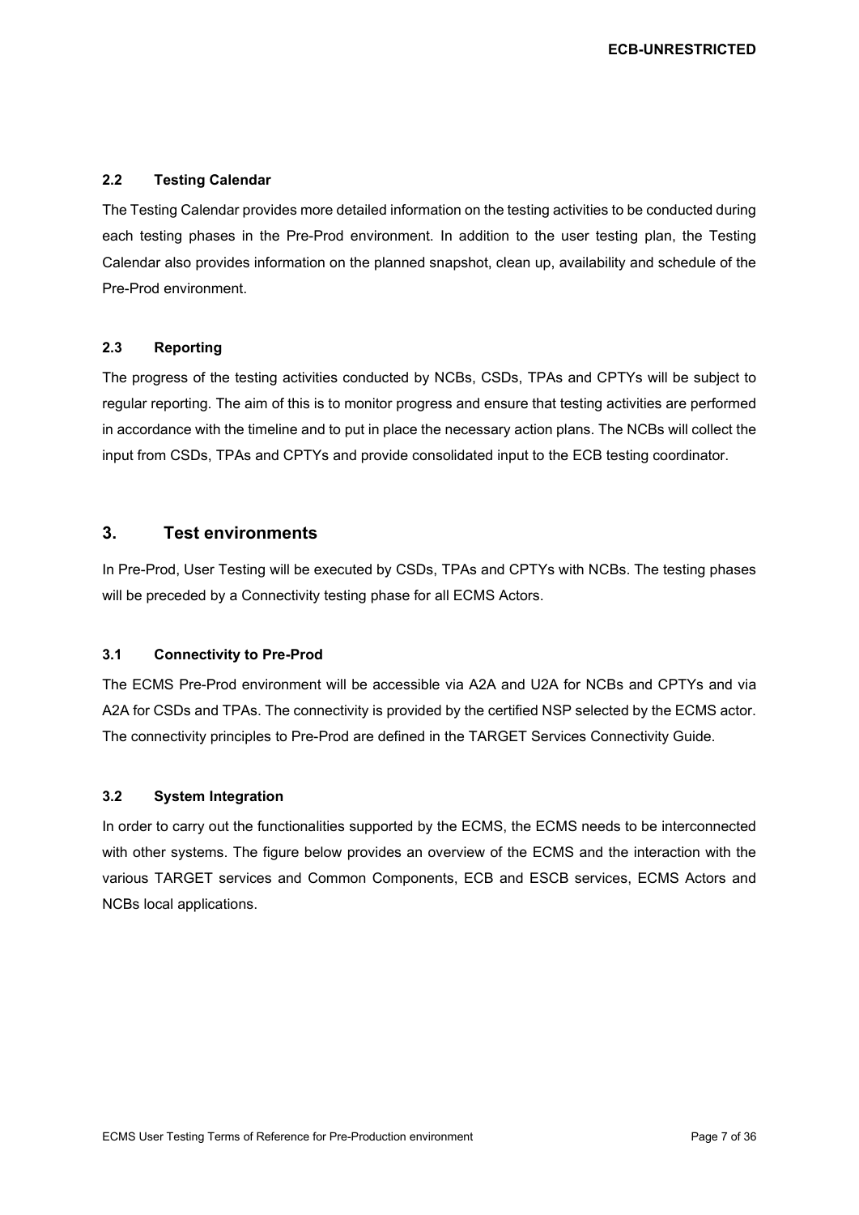### 2.2 Testing Calendar

The Testing Calendar provides more detailed information on the testing activities to be conducted during each testing phases in the Pre-Prod environment. In addition to the user testing plan, the Testing Calendar also provides information on the planned snapshot, clean up, availability and schedule of the Pre-Prod environment.

### 2.3 Reporting

The progress of the testing activities conducted by NCBs, CSDs, TPAs and CPTYs will be subject to regular reporting. The aim of this is to monitor progress and ensure that testing activities are performed in accordance with the timeline and to put in place the necessary action plans. The NCBs will collect the input from CSDs, TPAs and CPTYs and provide consolidated input to the ECB testing coordinator.

## 3. Test environments

In Pre-Prod, User Testing will be executed by CSDs, TPAs and CPTYs with NCBs. The testing phases will be preceded by a Connectivity testing phase for all ECMS Actors.

### 3.1 Connectivity to Pre-Prod

The ECMS Pre-Prod environment will be accessible via A2A and U2A for NCBs and CPTYs and via A2A for CSDs and TPAs. The connectivity is provided by the certified NSP selected by the ECMS actor. The connectivity principles to Pre-Prod are defined in the TARGET Services Connectivity Guide.

### 3.2 System Integration

In order to carry out the functionalities supported by the ECMS, the ECMS needs to be interconnected with other systems. The figure below provides an overview of the ECMS and the interaction with the various TARGET services and Common Components, ECB and ESCB services, ECMS Actors and NCBs local applications.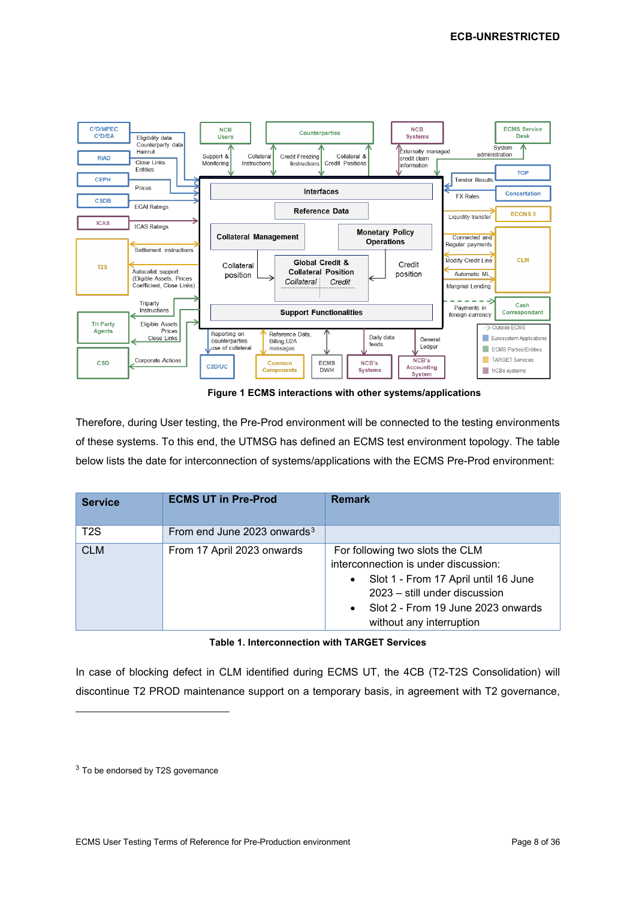Figure 1 ECMS interactions with other systems/applications

Therefore, during User testing, the Pre-Prod environment will be connected to the testing environments of these systems. To this end, the UTMSG has defined an ECMS test environment topology. The table below lists the date for interconnection of systems/applications with the ECMS Pre-Prod environment:

| Service | ECMS UT in Pre-Prod | Remark |
|---|---|---|
| T2S | From end June 2023 onwards[3] | |
| CLM | From 17 April 2023 onwards | For following two slots the CLM interconnection is under discussion:<br>• Slot 1 - From 17 April until 16 June 2023 – still under discussion<br>• Slot 2 - From 19 June 2023 onwards without any interruption |

**Table 1. Interconnection with TARGET Services**

In case of blocking defect in CLM identified during ECMS UT, the 4CB (T2-T2S Consolidation) will discontinue T2 PROD maintenance support on a temporary basis, in agreement with T2 governance,

[3] To be endorsed by T2S governance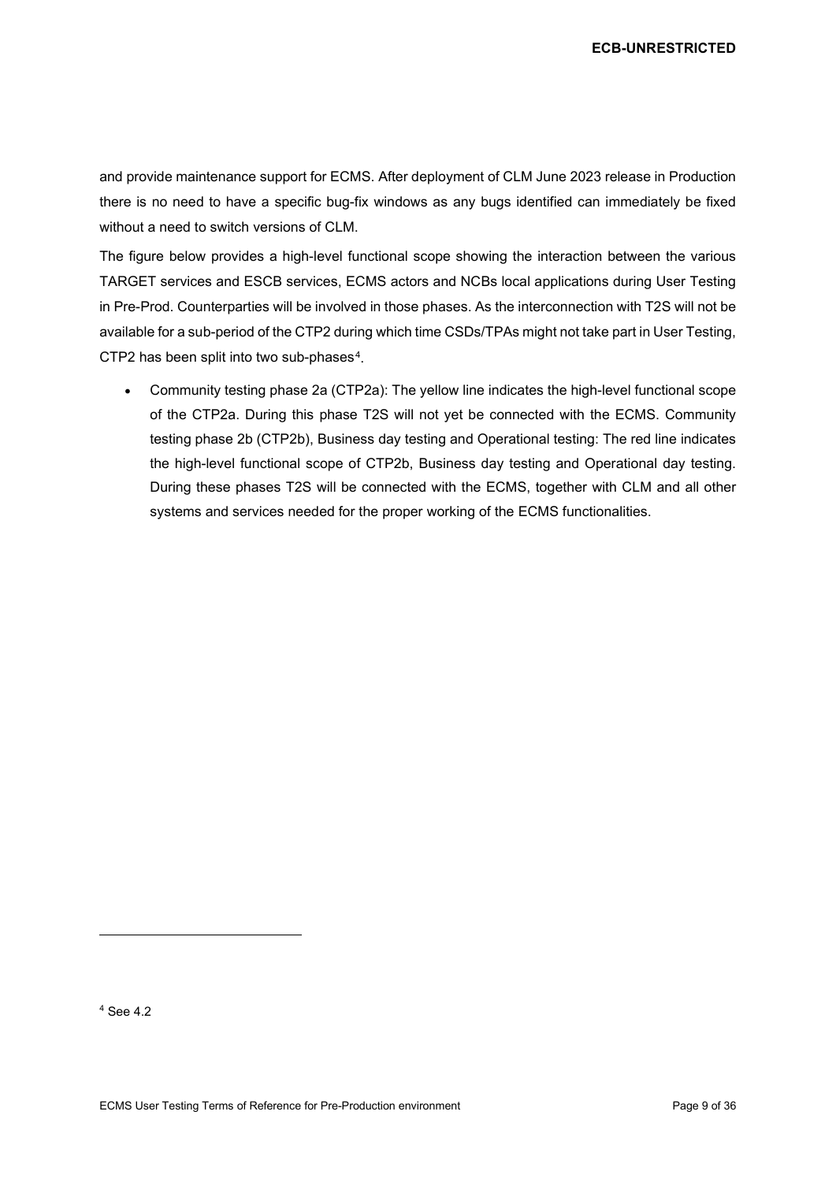and provide maintenance support for ECMS. After deployment of CLM June 2023 release in Production there is no need to have a specific bug-fix windows as any bugs identified can immediately be fixed without a need to switch versions of CLM.

The figure below provides a high-level functional scope showing the interaction between the various TARGET services and ESCB services, ECMS actors and NCBs local applications during User Testing in Pre-Prod. Counterparties will be involved in those phases. As the interconnection with T2S will not be available for a sub-period of the CTP2 during which time CSDs/TPAs might not take part in User Testing, CTP2 has been split into two sub-phases[4].

- Community testing phase 2a (CTP2a): The yellow line indicates the high-level functional scope of the CTP2a. During this phase T2S will not yet be connected with the ECMS. Community testing phase 2b (CTP2b), Business day testing and Operational testing: The red line indicates the high-level functional scope of CTP2b, Business day testing and Operational day testing. During these phases T2S will be connected with the ECMS, together with CLM and all other systems and services needed for the proper working of the ECMS functionalities.

[4] See 4.2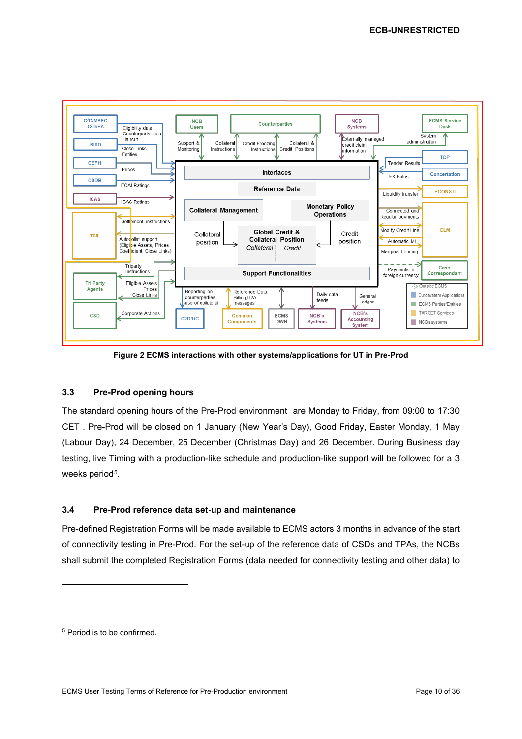Figure 2 ECMS interactions with other systems/applications for UT in Pre-Prod

### 3.3 Pre-Prod opening hours

The standard opening hours of the Pre-Prod environment are Monday to Friday, from 09:00 to 17:30 CET . Pre-Prod will be closed on 1 January (New Year's Day), Good Friday, Easter Monday, 1 May (Labour Day), 24 December, 25 December (Christmas Day) and 26 December. During Business day testing, live Timing with a production-like schedule and production-like support will be followed for a 3 weeks period[5].

### 3.4 Pre-Prod reference data set-up and maintenance

Pre-defined Registration Forms will be made available to ECMS actors 3 months in advance of the start of connectivity testing in Pre-Prod. For the set-up of the reference data of CSDs and TPAs, the NCBs shall submit the completed Registration Forms (data needed for connectivity testing and other data) to

[5] Period is to be confirmed.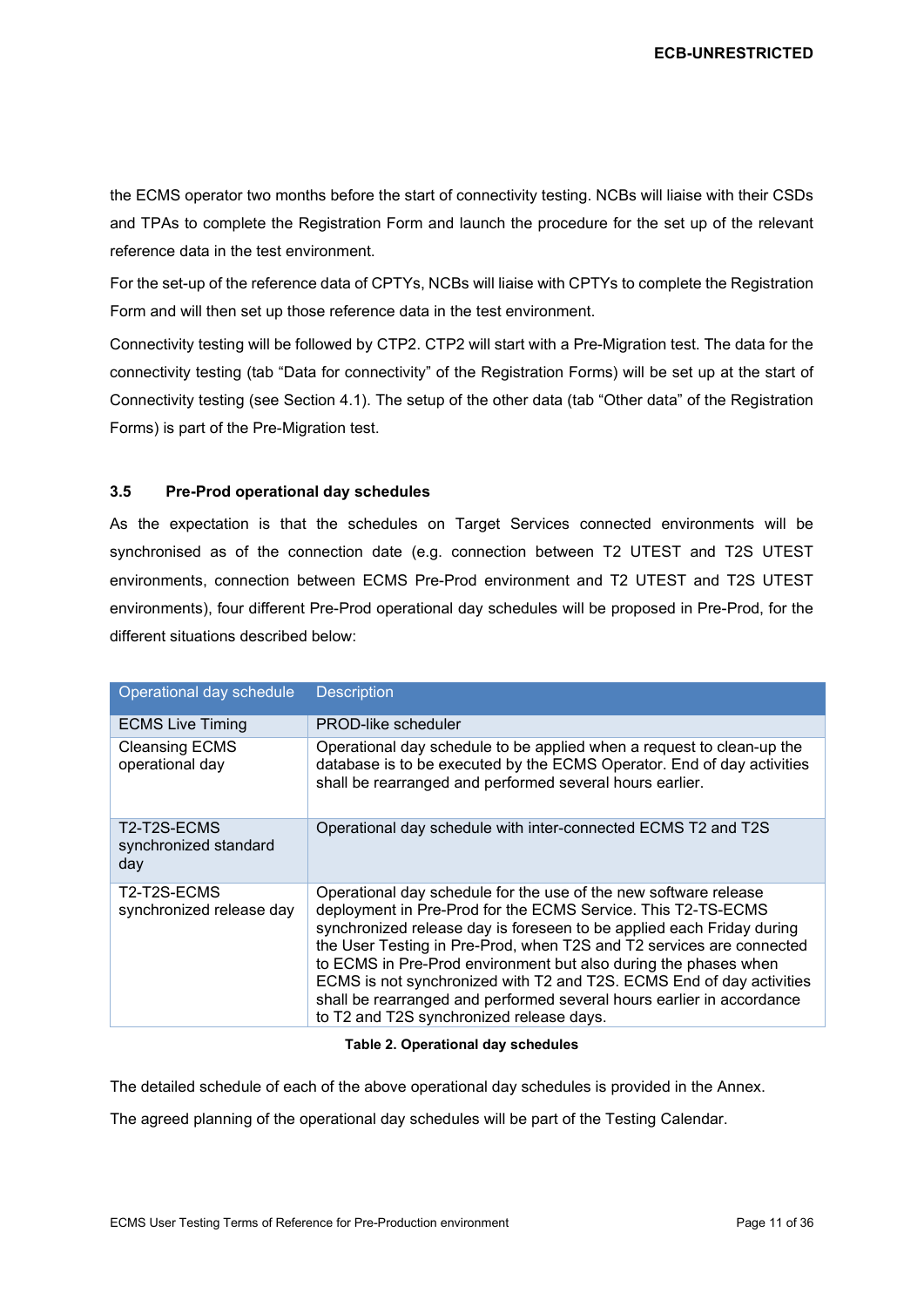the ECMS operator two months before the start of connectivity testing. NCBs will liaise with their CSDs and TPAs to complete the Registration Form and launch the procedure for the set up of the relevant reference data in the test environment.

For the set-up of the reference data of CPTYs, NCBs will liaise with CPTYs to complete the Registration Form and will then set up those reference data in the test environment.

Connectivity testing will be followed by CTP2. CTP2 will start with a Pre-Migration test. The data for the connectivity testing (tab "Data for connectivity" of the Registration Forms) will be set up at the start of Connectivity testing (see Section 4.1). The setup of the other data (tab "Other data" of the Registration Forms) is part of the Pre-Migration test.

### 3.5 Pre-Prod operational day schedules

As the expectation is that the schedules on Target Services connected environments will be synchronised as of the connection date (e.g. connection between T2 UTEST and T2S UTEST environments, connection between ECMS Pre-Prod environment and T2 UTEST and T2S UTEST environments), four different Pre-Prod operational day schedules will be proposed in Pre-Prod, for the different situations described below:

| Operational day schedule | Description |
|---|---|
| ECMS Live Timing | PROD-like scheduler |
| Cleansing ECMS operational day | Operational day schedule to be applied when a request to clean-up the database is to be executed by the ECMS Operator. End of day activities shall be rearranged and performed several hours earlier. |
| T2-T2S-ECMS synchronized standard day | Operational day schedule with inter-connected ECMS T2 and T2S |
| T2-T2S-ECMS synchronized release day | Operational day schedule for the use of the new software release deployment in Pre-Prod for the ECMS Service. This T2-TS-ECMS synchronized release day is foreseen to be applied each Friday during the User Testing in Pre-Prod, when T2S and T2 services are connected to ECMS in Pre-Prod environment but also during the phases when ECMS is not synchronized with T2 and T2S. ECMS End of day activities shall be rearranged and performed several hours earlier in accordance to T2 and T2S synchronized release days. |

**Table 2. Operational day schedules**

The detailed schedule of each of the above operational day schedules is provided in the Annex.

The agreed planning of the operational day schedules will be part of the Testing Calendar.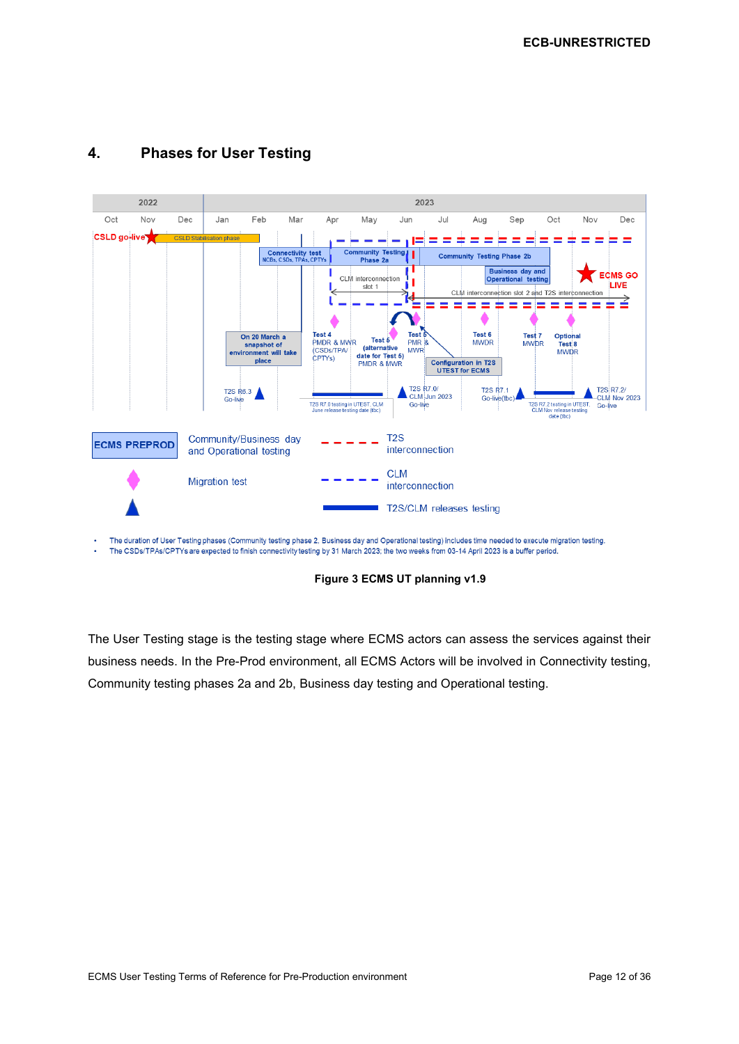## 4. Phases for User Testing

- The duration of User Testing phases (Community testing phase 2, Business day and Operational testing) includes time needed to execute migration testing.
- The CSDs/TPAs/CPTYs are expected to finish connectivity testing by 31 March 2023; the two weeks from 03-14 April 2023 is a buffer period.

**Figure 3 ECMS UT planning v1.9**

The User Testing stage is the testing stage where ECMS actors can assess the services against their business needs. In the Pre-Prod environment, all ECMS Actors will be involved in Connectivity testing, Community testing phases 2a and 2b, Business day testing and Operational testing.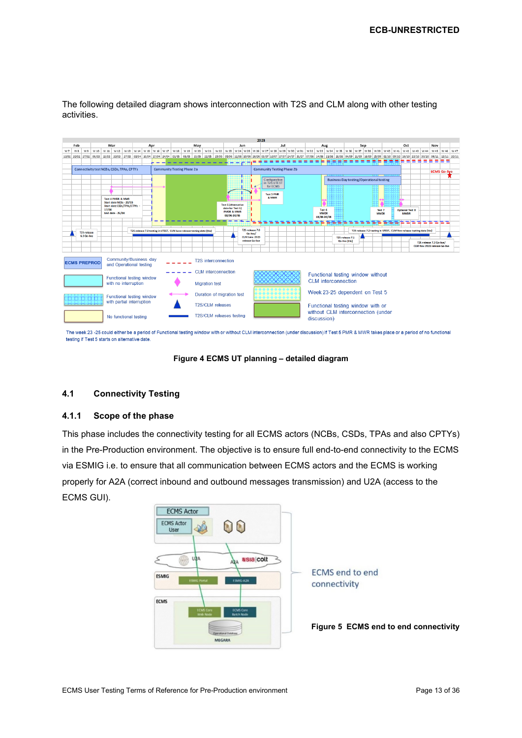The following detailed diagram shows interconnection with T2S and CLM along with other testing activities.

Figure 4 ECMS UT planning – detailed diagram

## 4.1 Connectivity Testing

### 4.1.1 Scope of the phase

This phase includes the connectivity testing for all ECMS actors (NCBs, CSDs, TPAs and also CPTYs) in the Pre-Production environment. The objective is to ensure full end-to-end connectivity to the ECMS via ESMIG i.e. to ensure that all communication between ECMS actors and the ECMS is working properly for A2A (correct inbound and outbound messages transmission) and U2A (access to the ECMS GUI).

Figure 5 ECMS end to end connectivity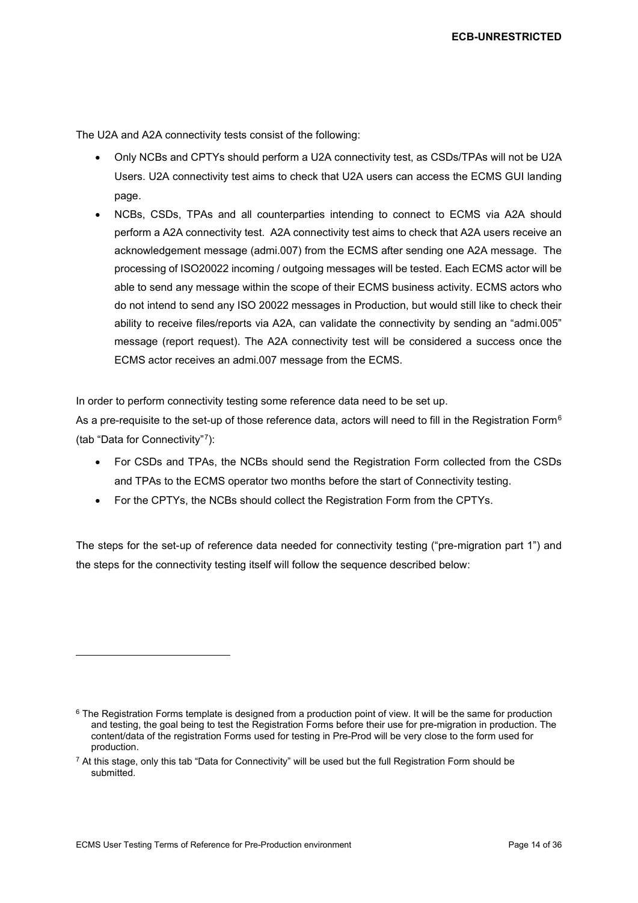The U2A and A2A connectivity tests consist of the following:

- Only NCBs and CPTYs should perform a U2A connectivity test, as CSDs/TPAs will not be U2A Users. U2A connectivity test aims to check that U2A users can access the ECMS GUI landing page.
- NCBs, CSDs, TPAs and all counterparties intending to connect to ECMS via A2A should perform a A2A connectivity test. A2A connectivity test aims to check that A2A users receive an acknowledgement message (admi.007) from the ECMS after sending one A2A message. The processing of ISO20022 incoming / outgoing messages will be tested. Each ECMS actor will be able to send any message within the scope of their ECMS business activity. ECMS actors who do not intend to send any ISO 20022 messages in Production, but would still like to check their ability to receive files/reports via A2A, can validate the connectivity by sending an "admi.005" message (report request). The A2A connectivity test will be considered a success once the ECMS actor receives an admi.007 message from the ECMS.

In order to perform connectivity testing some reference data need to be set up.

As a pre-requisite to the set-up of those reference data, actors will need to fill in the Registration Form[6] (tab "Data for Connectivity"[7]):

- For CSDs and TPAs, the NCBs should send the Registration Form collected from the CSDs and TPAs to the ECMS operator two months before the start of Connectivity testing.
- For the CPTYs, the NCBs should collect the Registration Form from the CPTYs.

The steps for the set-up of reference data needed for connectivity testing ("pre-migration part 1") and the steps for the connectivity testing itself will follow the sequence described below:

---

[6] The Registration Forms template is designed from a production point of view. It will be the same for production and testing, the goal being to test the Registration Forms before their use for pre-migration in production. The content/data of the registration Forms used for testing in Pre-Prod will be very close to the form used for production.

[7] At this stage, only this tab "Data for Connectivity" will be used but the full Registration Form should be submitted.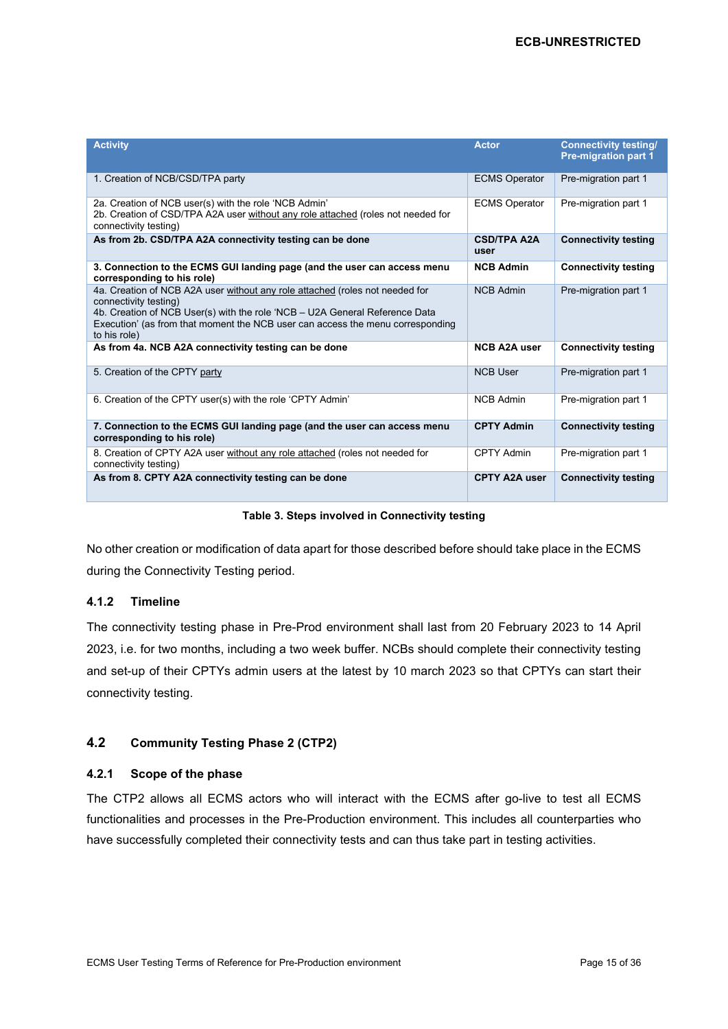| Activity | Actor | Connectivity testing/ Pre-migration part 1 |
|---|---|---|
| 1. Creation of NCB/CSD/TPA party | ECMS Operator | Pre-migration part 1 |
| 2a. Creation of NCB user(s) with the role 'NCB Admin'<br>2b. Creation of CSD/TPA A2A user without any role attached (roles not needed for connectivity testing) | ECMS Operator | Pre-migration part 1 |
| **As from 2b. CSD/TPA A2A connectivity testing can be done** | **CSD/TPA A2A user** | **Connectivity testing** |
| **3. Connection to the ECMS GUI landing page (and the user can access menu corresponding to his role)** | **NCB Admin** | **Connectivity testing** |
| 4a. Creation of NCB A2A user without any role attached (roles not needed for connectivity testing)<br>4b. Creation of NCB User(s) with the role 'NCB – U2A General Reference Data Execution' (as from that moment the NCB user can access the menu corresponding to his role) | NCB Admin | Pre-migration part 1 |
| **As from 4a. NCB A2A connectivity testing can be done** | **NCB A2A user** | **Connectivity testing** |
| 5. Creation of the CPTY party | NCB User | Pre-migration part 1 |
| 6. Creation of the CPTY user(s) with the role 'CPTY Admin' | NCB Admin | Pre-migration part 1 |
| **7. Connection to the ECMS GUI landing page (and the user can access menu corresponding to his role)** | **CPTY Admin** | **Connectivity testing** |
| 8. Creation of CPTY A2A user without any role attached (roles not needed for connectivity testing) | CPTY Admin | Pre-migration part 1 |
| **As from 8. CPTY A2A connectivity testing can be done** | **CPTY A2A user** | **Connectivity testing** |

**Table 3. Steps involved in Connectivity testing**

No other creation or modification of data apart for those described before should take place in the ECMS during the Connectivity Testing period.

### 4.1.2 Timeline

The connectivity testing phase in Pre-Prod environment shall last from 20 February 2023 to 14 April 2023, i.e. for two months, including a two week buffer. NCBs should complete their connectivity testing and set-up of their CPTYs admin users at the latest by 10 march 2023 so that CPTYs can start their connectivity testing.

## 4.2 Community Testing Phase 2 (CTP2)

### 4.2.1 Scope of the phase

The CTP2 allows all ECMS actors who will interact with the ECMS after go-live to test all ECMS functionalities and processes in the Pre-Production environment. This includes all counterparties who have successfully completed their connectivity tests and can thus take part in testing activities.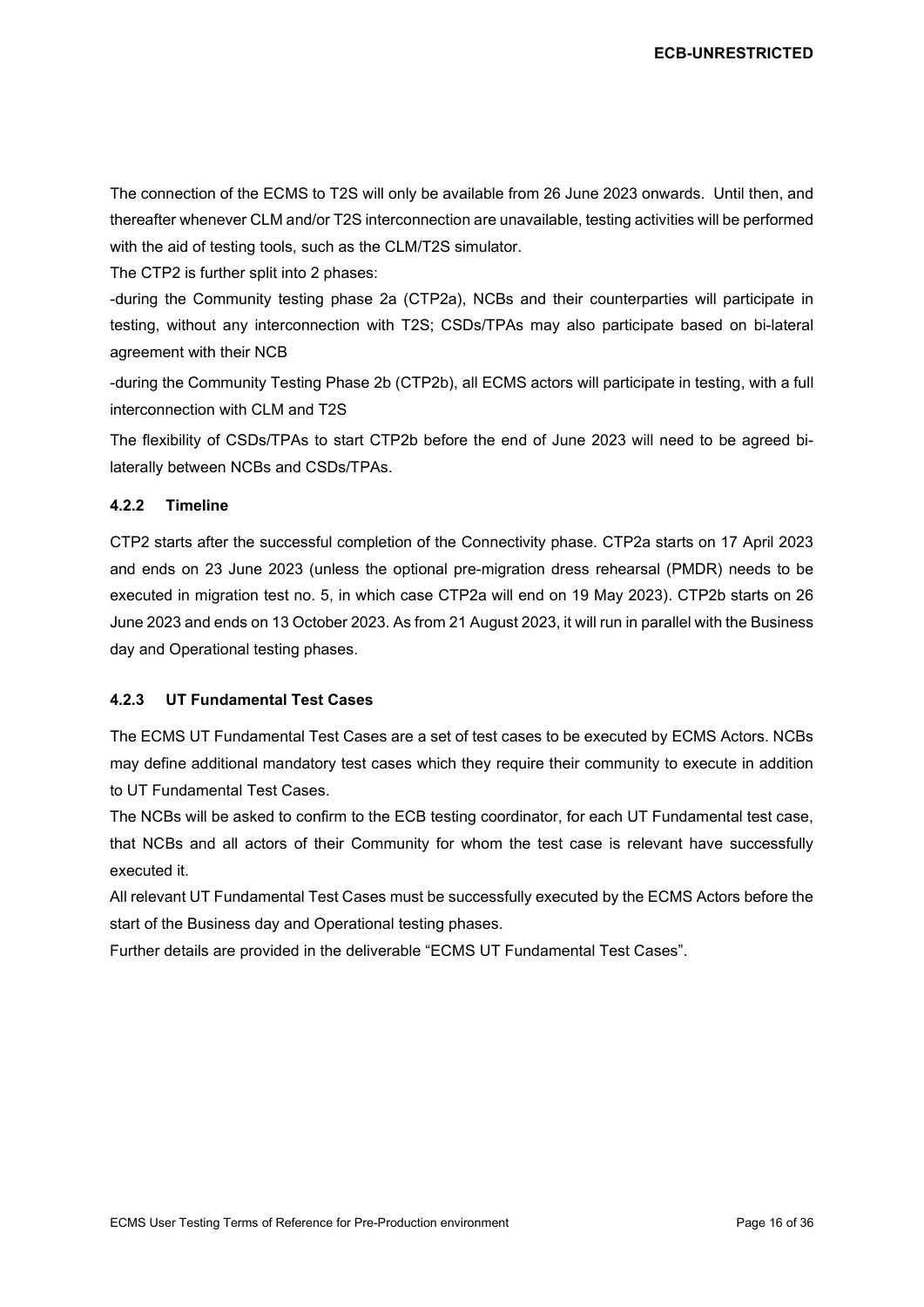The connection of the ECMS to T2S will only be available from 26 June 2023 onwards. Until then, and thereafter whenever CLM and/or T2S interconnection are unavailable, testing activities will be performed with the aid of testing tools, such as the CLM/T2S simulator.

The CTP2 is further split into 2 phases:

-during the Community testing phase 2a (CTP2a), NCBs and their counterparties will participate in testing, without any interconnection with T2S; CSDs/TPAs may also participate based on bi-lateral agreement with their NCB

-during the Community Testing Phase 2b (CTP2b), all ECMS actors will participate in testing, with a full interconnection with CLM and T2S

The flexibility of CSDs/TPAs to start CTP2b before the end of June 2023 will need to be agreed bi-laterally between NCBs and CSDs/TPAs.

### 4.2.2 Timeline

CTP2 starts after the successful completion of the Connectivity phase. CTP2a starts on 17 April 2023 and ends on 23 June 2023 (unless the optional pre-migration dress rehearsal (PMDR) needs to be executed in migration test no. 5, in which case CTP2a will end on 19 May 2023). CTP2b starts on 26 June 2023 and ends on 13 October 2023. As from 21 August 2023, it will run in parallel with the Business day and Operational testing phases.

### 4.2.3 UT Fundamental Test Cases

The ECMS UT Fundamental Test Cases are a set of test cases to be executed by ECMS Actors. NCBs may define additional mandatory test cases which they require their community to execute in addition to UT Fundamental Test Cases.

The NCBs will be asked to confirm to the ECB testing coordinator, for each UT Fundamental test case, that NCBs and all actors of their Community for whom the test case is relevant have successfully executed it.

All relevant UT Fundamental Test Cases must be successfully executed by the ECMS Actors before the start of the Business day and Operational testing phases.

Further details are provided in the deliverable "ECMS UT Fundamental Test Cases".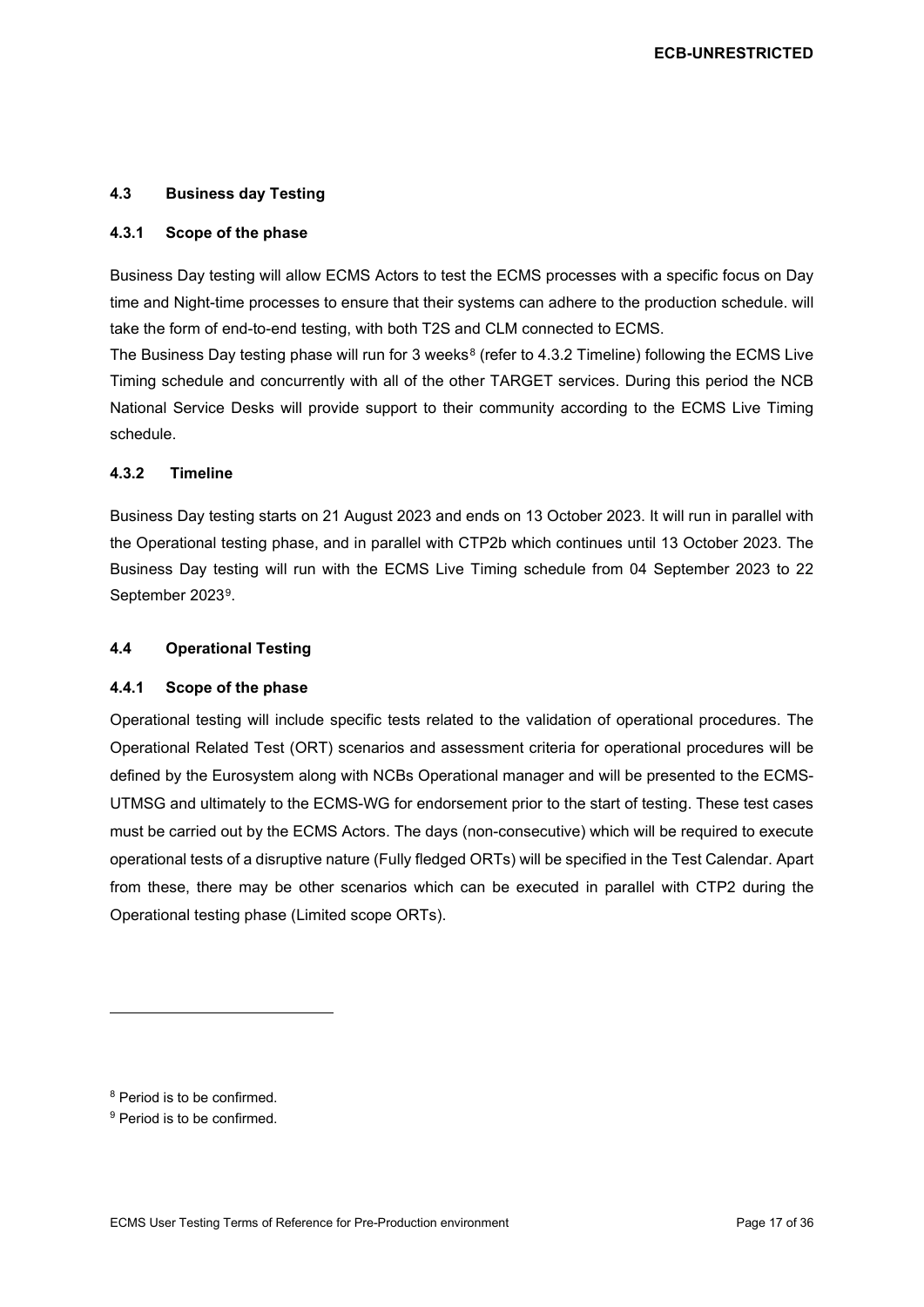### 4.3 Business day Testing

#### 4.3.1 Scope of the phase

Business Day testing will allow ECMS Actors to test the ECMS processes with a specific focus on Day time and Night-time processes to ensure that their systems can adhere to the production schedule. will take the form of end-to-end testing, with both T2S and CLM connected to ECMS.

The Business Day testing phase will run for 3 weeks[8] (refer to 4.3.2 Timeline) following the ECMS Live Timing schedule and concurrently with all of the other TARGET services. During this period the NCB National Service Desks will provide support to their community according to the ECMS Live Timing schedule.

#### 4.3.2 Timeline

Business Day testing starts on 21 August 2023 and ends on 13 October 2023. It will run in parallel with the Operational testing phase, and in parallel with CTP2b which continues until 13 October 2023. The Business Day testing will run with the ECMS Live Timing schedule from 04 September 2023 to 22 September 2023[9].

### 4.4 Operational Testing

#### 4.4.1 Scope of the phase

Operational testing will include specific tests related to the validation of operational procedures. The Operational Related Test (ORT) scenarios and assessment criteria for operational procedures will be defined by the Eurosystem along with NCBs Operational manager and will be presented to the ECMS-UTMSG and ultimately to the ECMS-WG for endorsement prior to the start of testing. These test cases must be carried out by the ECMS Actors. The days (non-consecutive) which will be required to execute operational tests of a disruptive nature (Fully fledged ORTs) will be specified in the Test Calendar. Apart from these, there may be other scenarios which can be executed in parallel with CTP2 during the Operational testing phase (Limited scope ORTs).

---

[8] Period is to be confirmed.

[9] Period is to be confirmed.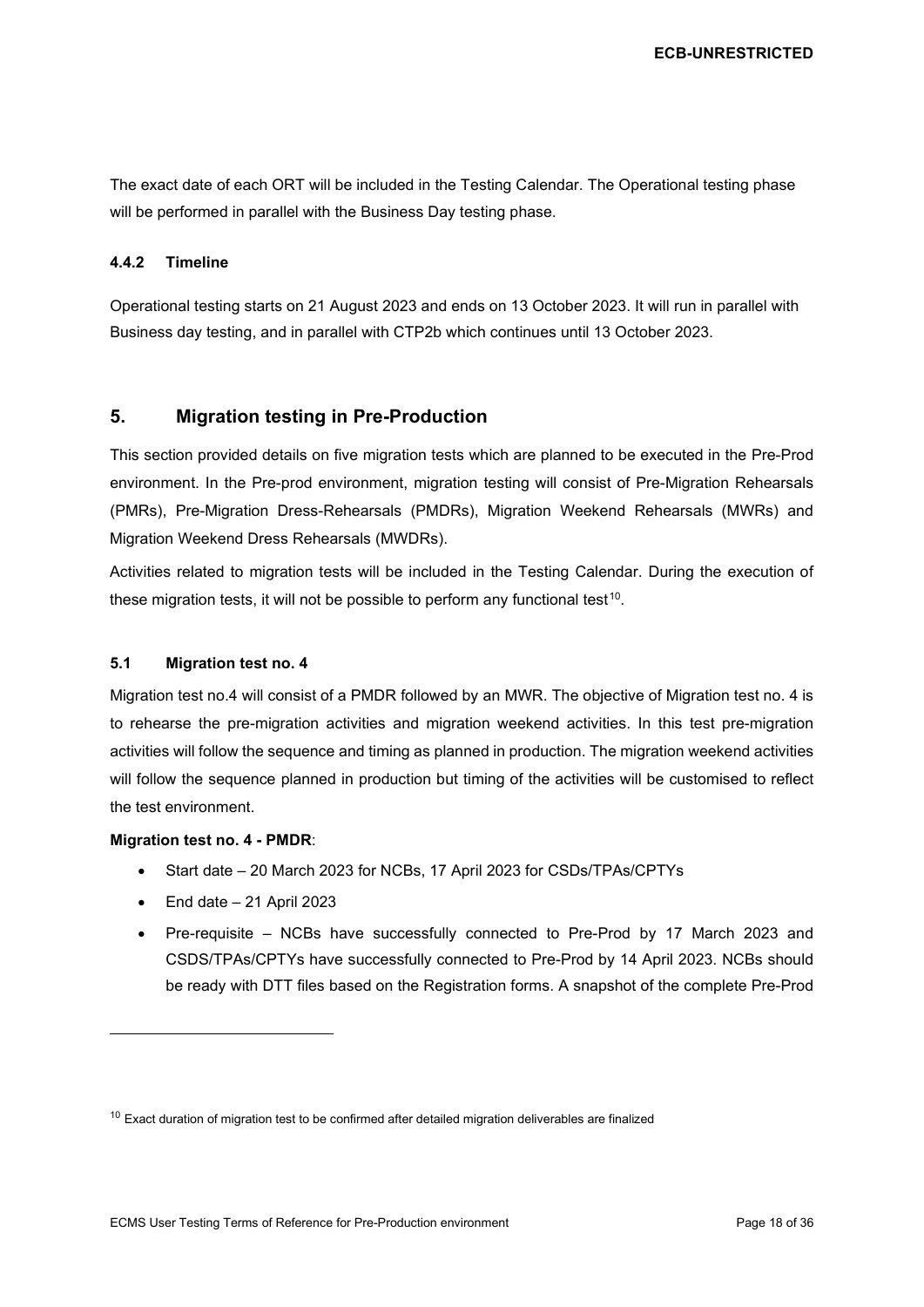The exact date of each ORT will be included in the Testing Calendar. The Operational testing phase will be performed in parallel with the Business Day testing phase.

### 4.4.2 Timeline

Operational testing starts on 21 August 2023 and ends on 13 October 2023. It will run in parallel with Business day testing, and in parallel with CTP2b which continues until 13 October 2023.

## 5. Migration testing in Pre-Production

This section provided details on five migration tests which are planned to be executed in the Pre-Prod environment. In the Pre-prod environment, migration testing will consist of Pre-Migration Rehearsals (PMRs), Pre-Migration Dress-Rehearsals (PMDRs), Migration Weekend Rehearsals (MWRs) and Migration Weekend Dress Rehearsals (MWDRs).

Activities related to migration tests will be included in the Testing Calendar. During the execution of these migration tests, it will not be possible to perform any functional test[10].

### 5.1 Migration test no. 4

Migration test no.4 will consist of a PMDR followed by an MWR. The objective of Migration test no. 4 is to rehearse the pre-migration activities and migration weekend activities. In this test pre-migration activities will follow the sequence and timing as planned in production. The migration weekend activities will follow the sequence planned in production but timing of the activities will be customised to reflect the test environment.

**Migration test no. 4 - PMDR**:

- Start date – 20 March 2023 for NCBs, 17 April 2023 for CSDs/TPAs/CPTYs
- End date – 21 April 2023
- Pre-requisite – NCBs have successfully connected to Pre-Prod by 17 March 2023 and CSDS/TPAs/CPTYs have successfully connected to Pre-Prod by 14 April 2023. NCBs should be ready with DTT files based on the Registration forms. A snapshot of the complete Pre-Prod

---

[10] Exact duration of migration test to be confirmed after detailed migration deliverables are finalized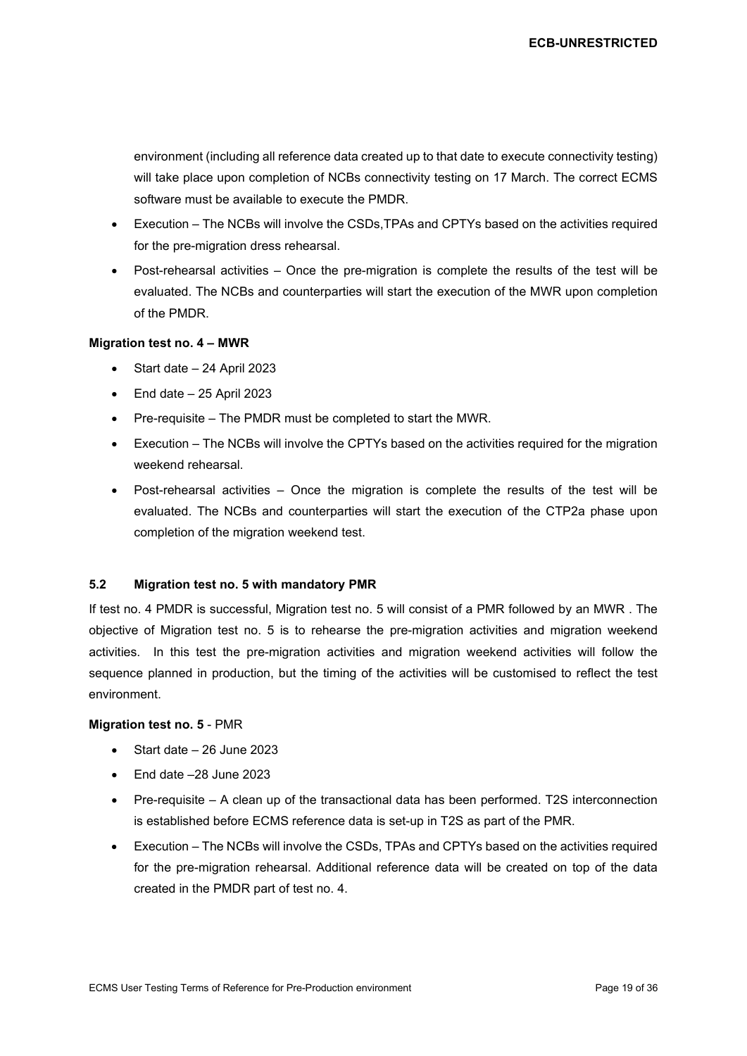environment (including all reference data created up to that date to execute connectivity testing) will take place upon completion of NCBs connectivity testing on 17 March. The correct ECMS software must be available to execute the PMDR.

- Execution – The NCBs will involve the CSDs,TPAs and CPTYs based on the activities required for the pre-migration dress rehearsal.
- Post-rehearsal activities – Once the pre-migration is complete the results of the test will be evaluated. The NCBs and counterparties will start the execution of the MWR upon completion of the PMDR.

**Migration test no. 4 – MWR**

- Start date – 24 April 2023
- End date – 25 April 2023
- Pre-requisite – The PMDR must be completed to start the MWR.
- Execution – The NCBs will involve the CPTYs based on the activities required for the migration weekend rehearsal.
- Post-rehearsal activities – Once the migration is complete the results of the test will be evaluated. The NCBs and counterparties will start the execution of the CTP2a phase upon completion of the migration weekend test.

### 5.2 Migration test no. 5 with mandatory PMR

If test no. 4 PMDR is successful, Migration test no. 5 will consist of a PMR followed by an MWR . The objective of Migration test no. 5 is to rehearse the pre-migration activities and migration weekend activities. In this test the pre-migration activities and migration weekend activities will follow the sequence planned in production, but the timing of the activities will be customised to reflect the test environment.

**Migration test no. 5** - PMR

- Start date – 26 June 2023
- End date –28 June 2023
- Pre-requisite – A clean up of the transactional data has been performed. T2S interconnection is established before ECMS reference data is set-up in T2S as part of the PMR.
- Execution – The NCBs will involve the CSDs, TPAs and CPTYs based on the activities required for the pre-migration rehearsal. Additional reference data will be created on top of the data created in the PMDR part of test no. 4.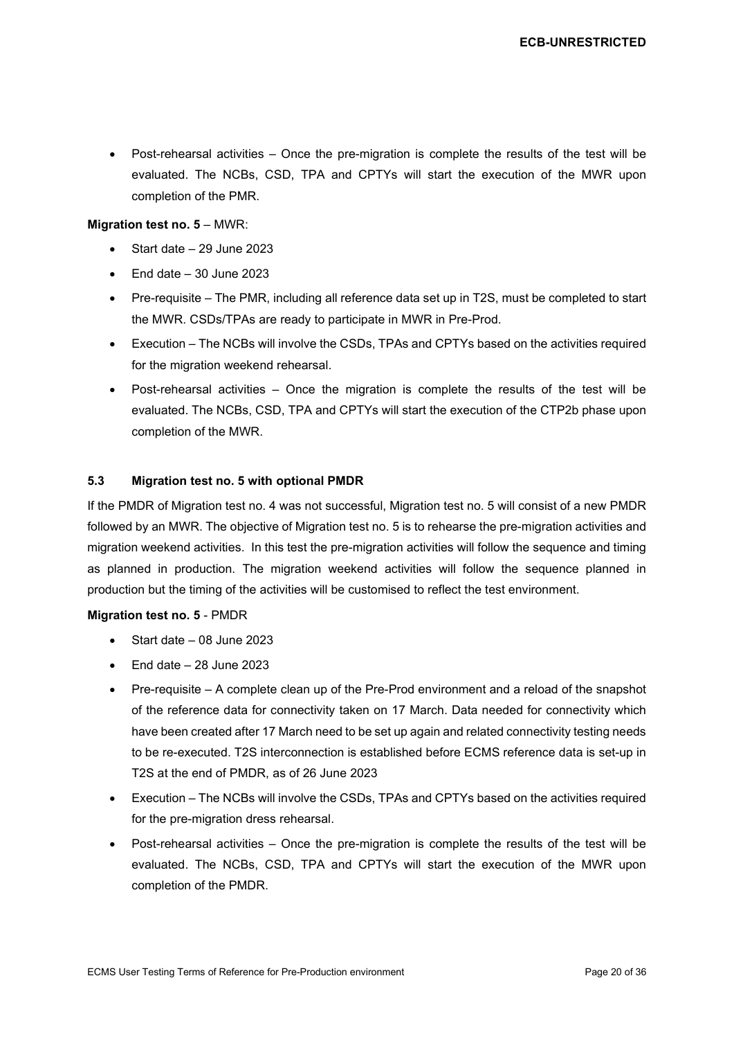- Post-rehearsal activities – Once the pre-migration is complete the results of the test will be evaluated. The NCBs, CSD, TPA and CPTYs will start the execution of the MWR upon completion of the PMR.

**Migration test no. 5** – MWR:

- Start date – 29 June 2023
- End date – 30 June 2023
- Pre-requisite – The PMR, including all reference data set up in T2S, must be completed to start the MWR. CSDs/TPAs are ready to participate in MWR in Pre-Prod.
- Execution – The NCBs will involve the CSDs, TPAs and CPTYs based on the activities required for the migration weekend rehearsal.
- Post-rehearsal activities – Once the migration is complete the results of the test will be evaluated. The NCBs, CSD, TPA and CPTYs will start the execution of the CTP2b phase upon completion of the MWR.

### 5.3 Migration test no. 5 with optional PMDR

If the PMDR of Migration test no. 4 was not successful, Migration test no. 5 will consist of a new PMDR followed by an MWR. The objective of Migration test no. 5 is to rehearse the pre-migration activities and migration weekend activities. In this test the pre-migration activities will follow the sequence and timing as planned in production. The migration weekend activities will follow the sequence planned in production but the timing of the activities will be customised to reflect the test environment.

**Migration test no. 5** - PMDR

- Start date – 08 June 2023
- End date – 28 June 2023
- Pre-requisite – A complete clean up of the Pre-Prod environment and a reload of the snapshot of the reference data for connectivity taken on 17 March. Data needed for connectivity which have been created after 17 March need to be set up again and related connectivity testing needs to be re-executed. T2S interconnection is established before ECMS reference data is set-up in T2S at the end of PMDR, as of 26 June 2023
- Execution – The NCBs will involve the CSDs, TPAs and CPTYs based on the activities required for the pre-migration dress rehearsal.
- Post-rehearsal activities – Once the pre-migration is complete the results of the test will be evaluated. The NCBs, CSD, TPA and CPTYs will start the execution of the MWR upon completion of the PMDR.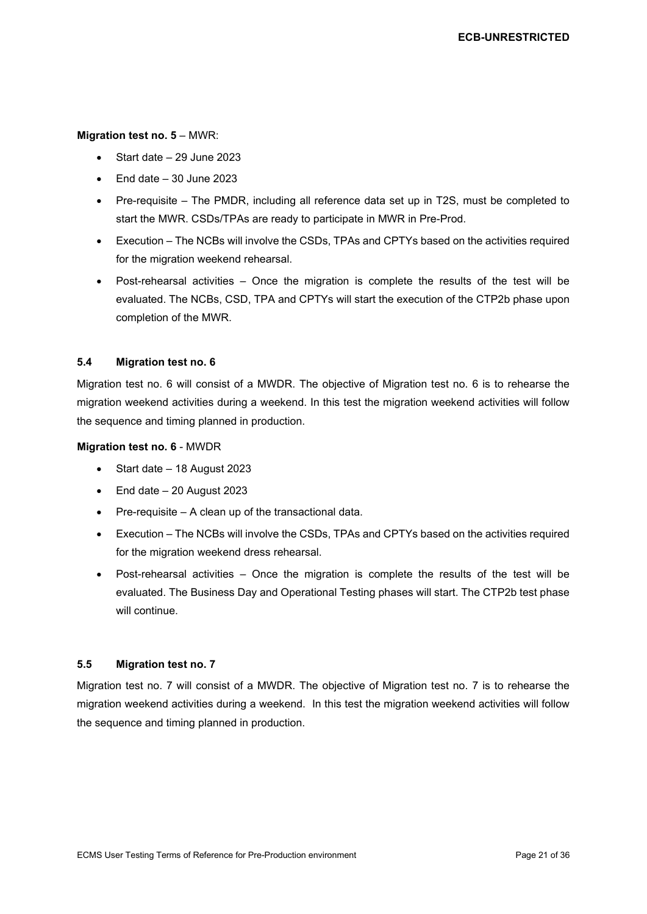**Migration test no. 5** – MWR:

- Start date – 29 June 2023
- End date – 30 June 2023
- Pre-requisite – The PMDR, including all reference data set up in T2S, must be completed to start the MWR. CSDs/TPAs are ready to participate in MWR in Pre-Prod.
- Execution – The NCBs will involve the CSDs, TPAs and CPTYs based on the activities required for the migration weekend rehearsal.
- Post-rehearsal activities – Once the migration is complete the results of the test will be evaluated. The NCBs, CSD, TPA and CPTYs will start the execution of the CTP2b phase upon completion of the MWR.

### 5.4 Migration test no. 6

Migration test no. 6 will consist of a MWDR. The objective of Migration test no. 6 is to rehearse the migration weekend activities during a weekend. In this test the migration weekend activities will follow the sequence and timing planned in production.

**Migration test no. 6** - MWDR

- Start date – 18 August 2023
- End date – 20 August 2023
- Pre-requisite – A clean up of the transactional data.
- Execution – The NCBs will involve the CSDs, TPAs and CPTYs based on the activities required for the migration weekend dress rehearsal.
- Post-rehearsal activities – Once the migration is complete the results of the test will be evaluated. The Business Day and Operational Testing phases will start. The CTP2b test phase will continue.

### 5.5 Migration test no. 7

Migration test no. 7 will consist of a MWDR. The objective of Migration test no. 7 is to rehearse the migration weekend activities during a weekend. In this test the migration weekend activities will follow the sequence and timing planned in production.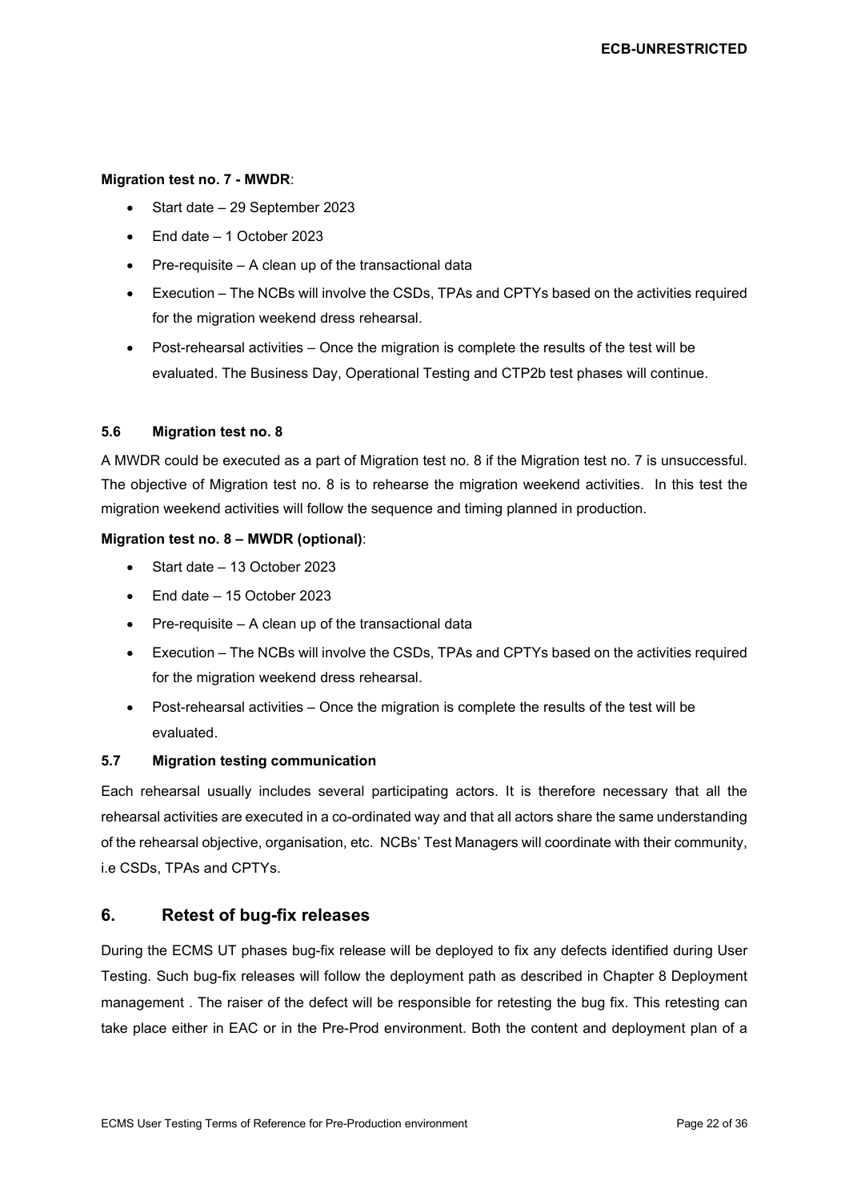**Migration test no. 7 - MWDR**:

- Start date – 29 September 2023
- End date – 1 October 2023
- Pre-requisite – A clean up of the transactional data
- Execution – The NCBs will involve the CSDs, TPAs and CPTYs based on the activities required for the migration weekend dress rehearsal.
- Post-rehearsal activities – Once the migration is complete the results of the test will be evaluated. The Business Day, Operational Testing and CTP2b test phases will continue.

### 5.6 Migration test no. 8

A MWDR could be executed as a part of Migration test no. 8 if the Migration test no. 7 is unsuccessful. The objective of Migration test no. 8 is to rehearse the migration weekend activities. In this test the migration weekend activities will follow the sequence and timing planned in production.

**Migration test no. 8 – MWDR (optional)**:

- Start date – 13 October 2023
- End date – 15 October 2023
- Pre-requisite – A clean up of the transactional data
- Execution – The NCBs will involve the CSDs, TPAs and CPTYs based on the activities required for the migration weekend dress rehearsal.
- Post-rehearsal activities – Once the migration is complete the results of the test will be evaluated.

### 5.7 Migration testing communication

Each rehearsal usually includes several participating actors. It is therefore necessary that all the rehearsal activities are executed in a co-ordinated way and that all actors share the same understanding of the rehearsal objective, organisation, etc. NCBs' Test Managers will coordinate with their community, i.e CSDs, TPAs and CPTYs.

## 6. Retest of bug-fix releases

During the ECMS UT phases bug-fix release will be deployed to fix any defects identified during User Testing. Such bug-fix releases will follow the deployment path as described in Chapter 8 Deployment management . The raiser of the defect will be responsible for retesting the bug fix. This retesting can take place either in EAC or in the Pre-Prod environment. Both the content and deployment plan of a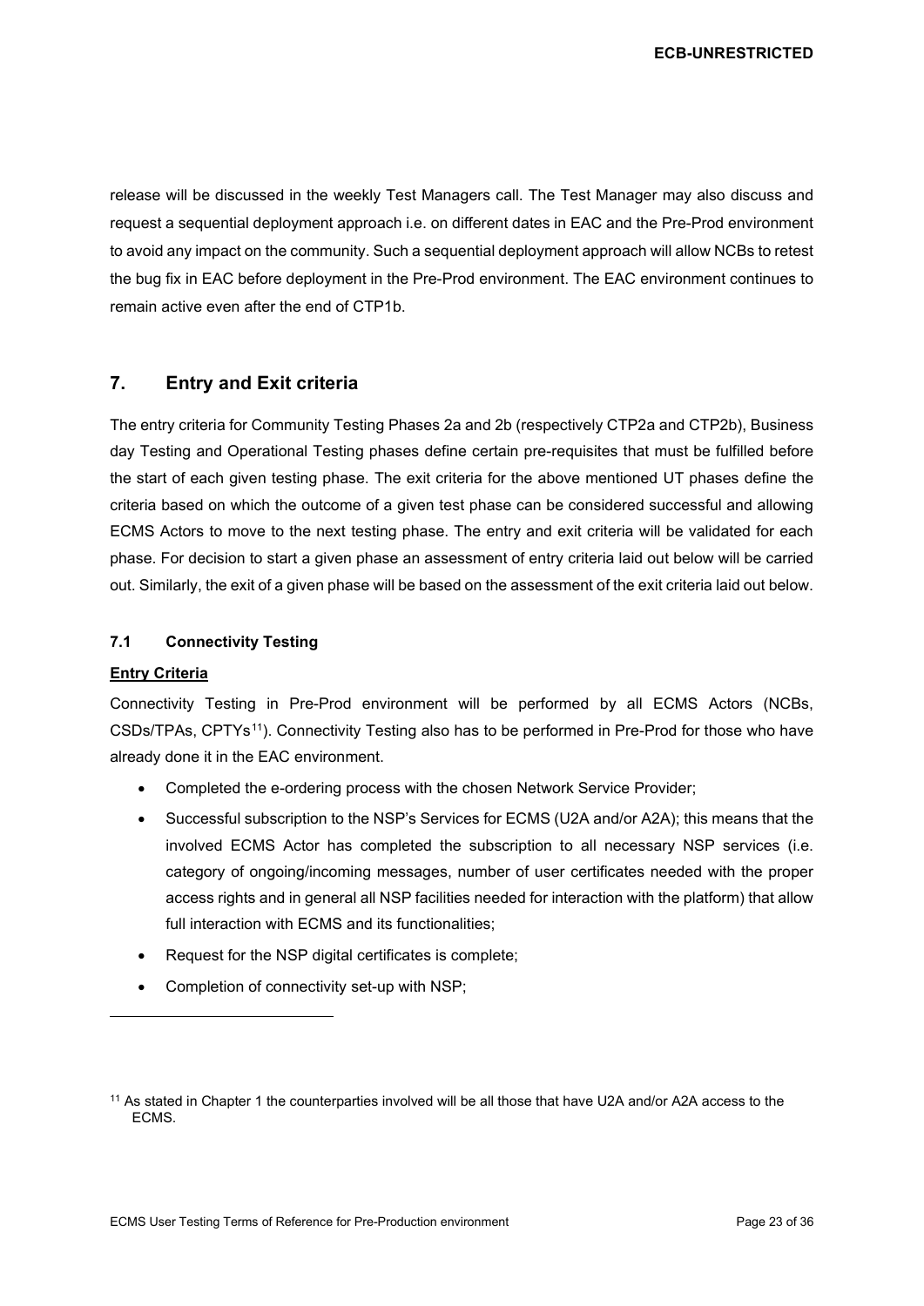release will be discussed in the weekly Test Managers call. The Test Manager may also discuss and request a sequential deployment approach i.e. on different dates in EAC and the Pre-Prod environment to avoid any impact on the community. Such a sequential deployment approach will allow NCBs to retest the bug fix in EAC before deployment in the Pre-Prod environment. The EAC environment continues to remain active even after the end of CTP1b.

## 7. Entry and Exit criteria

The entry criteria for Community Testing Phases 2a and 2b (respectively CTP2a and CTP2b), Business day Testing and Operational Testing phases define certain pre-requisites that must be fulfilled before the start of each given testing phase. The exit criteria for the above mentioned UT phases define the criteria based on which the outcome of a given test phase can be considered successful and allowing ECMS Actors to move to the next testing phase. The entry and exit criteria will be validated for each phase. For decision to start a given phase an assessment of entry criteria laid out below will be carried out. Similarly, the exit of a given phase will be based on the assessment of the exit criteria laid out below.

### 7.1 Connectivity Testing

**Entry Criteria**

Connectivity Testing in Pre-Prod environment will be performed by all ECMS Actors (NCBs, CSDs/TPAs, CPTYs[11]). Connectivity Testing also has to be performed in Pre-Prod for those who have already done it in the EAC environment.

- Completed the e-ordering process with the chosen Network Service Provider;
- Successful subscription to the NSP's Services for ECMS (U2A and/or A2A); this means that the involved ECMS Actor has completed the subscription to all necessary NSP services (i.e. category of ongoing/incoming messages, number of user certificates needed with the proper access rights and in general all NSP facilities needed for interaction with the platform) that allow full interaction with ECMS and its functionalities;
- Request for the NSP digital certificates is complete;
- Completion of connectivity set-up with NSP;

[11] As stated in Chapter 1 the counterparties involved will be all those that have U2A and/or A2A access to the ECMS.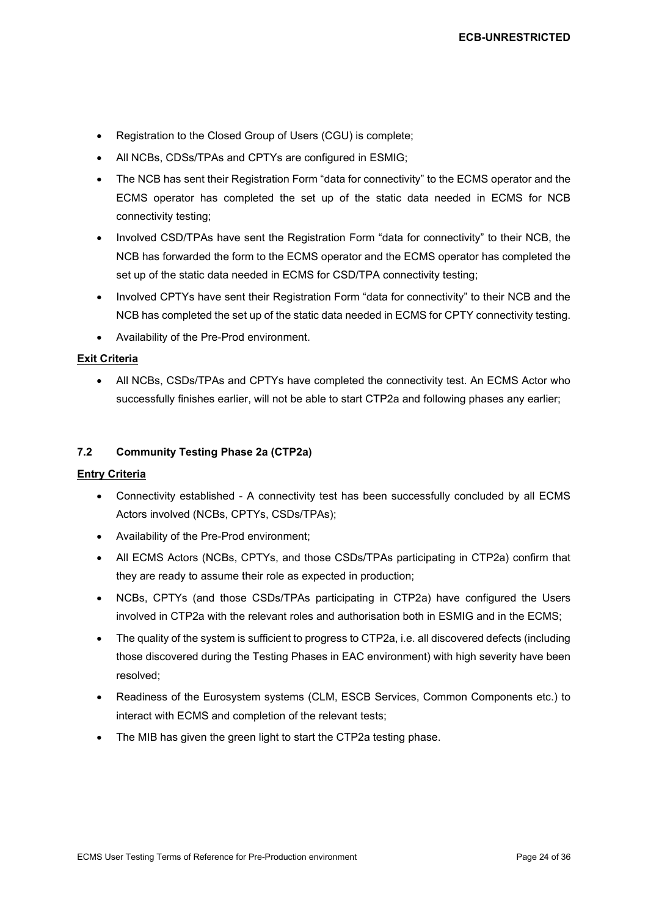- Registration to the Closed Group of Users (CGU) is complete;
- All NCBs, CDSs/TPAs and CPTYs are configured in ESMIG;
- The NCB has sent their Registration Form "data for connectivity" to the ECMS operator and the ECMS operator has completed the set up of the static data needed in ECMS for NCB connectivity testing;
- Involved CSD/TPAs have sent the Registration Form "data for connectivity" to their NCB, the NCB has forwarded the form to the ECMS operator and the ECMS operator has completed the set up of the static data needed in ECMS for CSD/TPA connectivity testing;
- Involved CPTYs have sent their Registration Form "data for connectivity" to their NCB and the NCB has completed the set up of the static data needed in ECMS for CPTY connectivity testing.
- Availability of the Pre-Prod environment.

**Exit Criteria**

- All NCBs, CSDs/TPAs and CPTYs have completed the connectivity test. An ECMS Actor who successfully finishes earlier, will not be able to start CTP2a and following phases any earlier;

### 7.2 Community Testing Phase 2a (CTP2a)

**Entry Criteria**

- Connectivity established - A connectivity test has been successfully concluded by all ECMS Actors involved (NCBs, CPTYs, CSDs/TPAs);
- Availability of the Pre-Prod environment;
- All ECMS Actors (NCBs, CPTYs, and those CSDs/TPAs participating in CTP2a) confirm that they are ready to assume their role as expected in production;
- NCBs, CPTYs (and those CSDs/TPAs participating in CTP2a) have configured the Users involved in CTP2a with the relevant roles and authorisation both in ESMIG and in the ECMS;
- The quality of the system is sufficient to progress to CTP2a, i.e. all discovered defects (including those discovered during the Testing Phases in EAC environment) with high severity have been resolved;
- Readiness of the Eurosystem systems (CLM, ESCB Services, Common Components etc.) to interact with ECMS and completion of the relevant tests;
- The MIB has given the green light to start the CTP2a testing phase.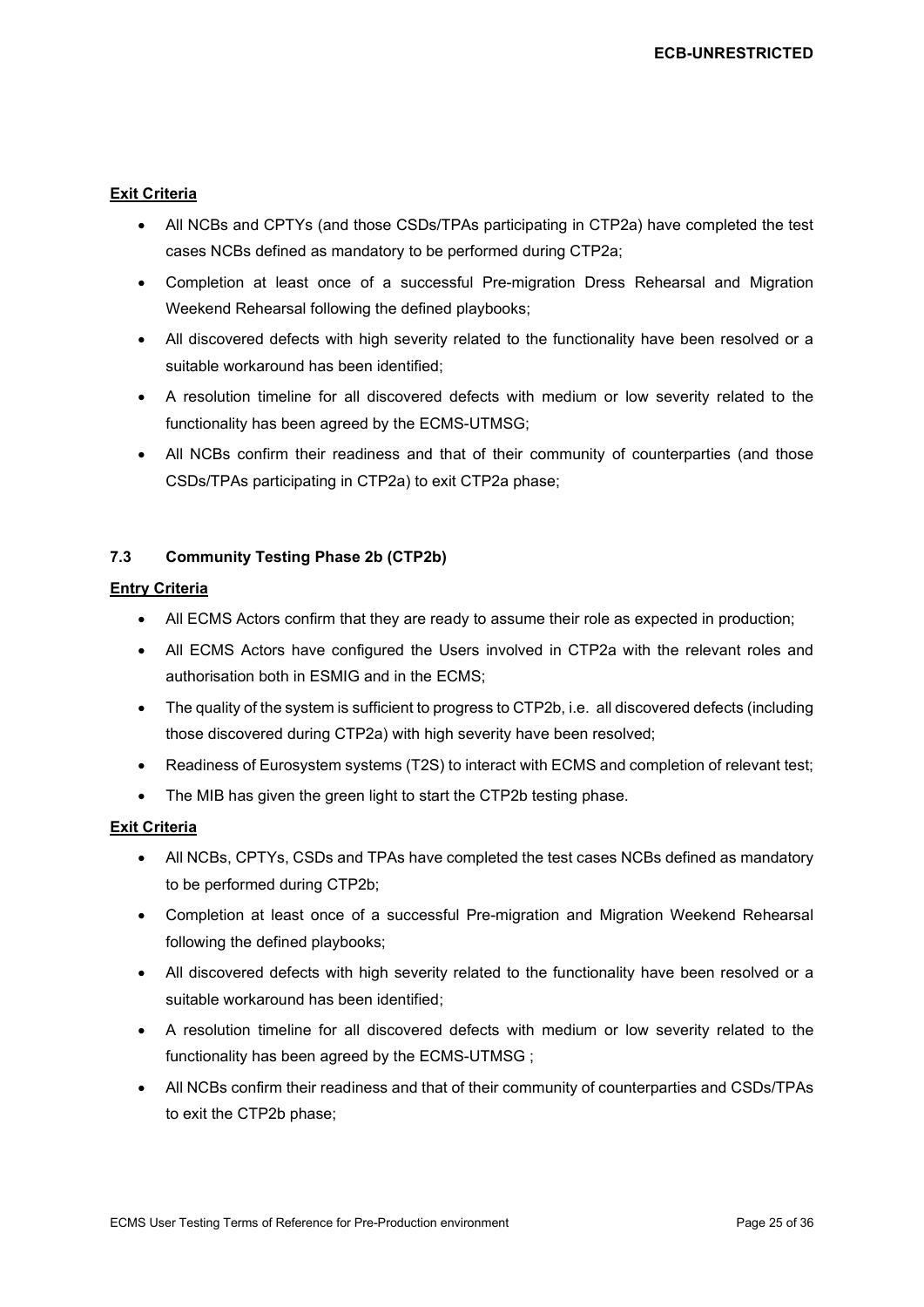**Exit Criteria**

- All NCBs and CPTYs (and those CSDs/TPAs participating in CTP2a) have completed the test cases NCBs defined as mandatory to be performed during CTP2a;
- Completion at least once of a successful Pre-migration Dress Rehearsal and Migration Weekend Rehearsal following the defined playbooks;
- All discovered defects with high severity related to the functionality have been resolved or a suitable workaround has been identified;
- A resolution timeline for all discovered defects with medium or low severity related to the functionality has been agreed by the ECMS-UTMSG;
- All NCBs confirm their readiness and that of their community of counterparties (and those CSDs/TPAs participating in CTP2a) to exit CTP2a phase;

### 7.3 Community Testing Phase 2b (CTP2b)

**Entry Criteria**

- All ECMS Actors confirm that they are ready to assume their role as expected in production;
- All ECMS Actors have configured the Users involved in CTP2a with the relevant roles and authorisation both in ESMIG and in the ECMS;
- The quality of the system is sufficient to progress to CTP2b, i.e. all discovered defects (including those discovered during CTP2a) with high severity have been resolved;
- Readiness of Eurosystem systems (T2S) to interact with ECMS and completion of relevant test;
- The MIB has given the green light to start the CTP2b testing phase.

**Exit Criteria**

- All NCBs, CPTYs, CSDs and TPAs have completed the test cases NCBs defined as mandatory to be performed during CTP2b;
- Completion at least once of a successful Pre-migration and Migration Weekend Rehearsal following the defined playbooks;
- All discovered defects with high severity related to the functionality have been resolved or a suitable workaround has been identified;
- A resolution timeline for all discovered defects with medium or low severity related to the functionality has been agreed by the ECMS-UTMSG ;
- All NCBs confirm their readiness and that of their community of counterparties and CSDs/TPAs to exit the CTP2b phase;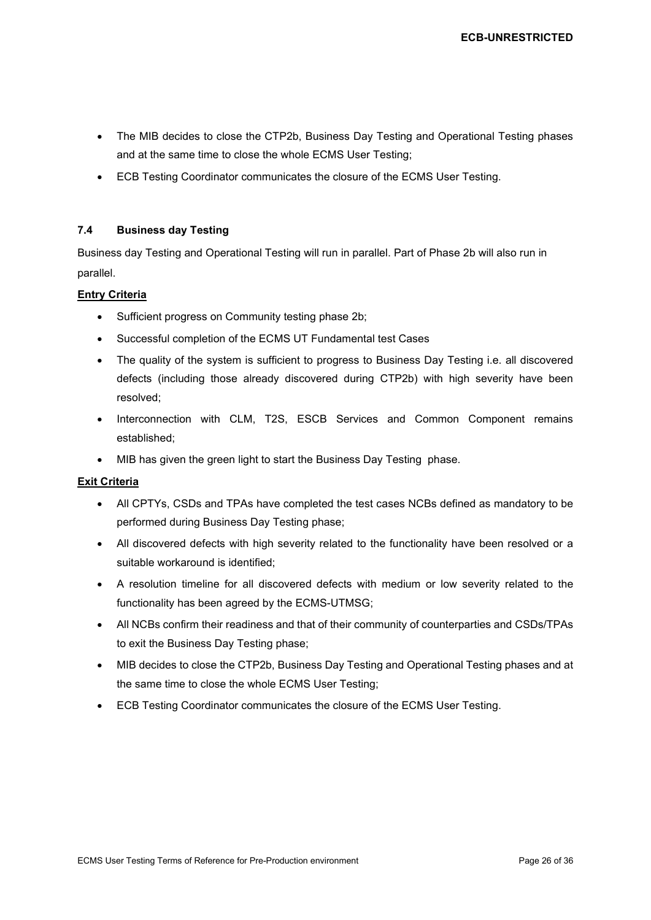- The MIB decides to close the CTP2b, Business Day Testing and Operational Testing phases and at the same time to close the whole ECMS User Testing;
- ECB Testing Coordinator communicates the closure of the ECMS User Testing.

### 7.4 Business day Testing

Business day Testing and Operational Testing will run in parallel. Part of Phase 2b will also run in parallel.

**Entry Criteria**

- Sufficient progress on Community testing phase 2b;
- Successful completion of the ECMS UT Fundamental test Cases
- The quality of the system is sufficient to progress to Business Day Testing i.e. all discovered defects (including those already discovered during CTP2b) with high severity have been resolved;
- Interconnection with CLM, T2S, ESCB Services and Common Component remains established;
- MIB has given the green light to start the Business Day Testing phase.

**Exit Criteria**

- All CPTYs, CSDs and TPAs have completed the test cases NCBs defined as mandatory to be performed during Business Day Testing phase;
- All discovered defects with high severity related to the functionality have been resolved or a suitable workaround is identified;
- A resolution timeline for all discovered defects with medium or low severity related to the functionality has been agreed by the ECMS-UTMSG;
- All NCBs confirm their readiness and that of their community of counterparties and CSDs/TPAs to exit the Business Day Testing phase;
- MIB decides to close the CTP2b, Business Day Testing and Operational Testing phases and at the same time to close the whole ECMS User Testing;
- ECB Testing Coordinator communicates the closure of the ECMS User Testing.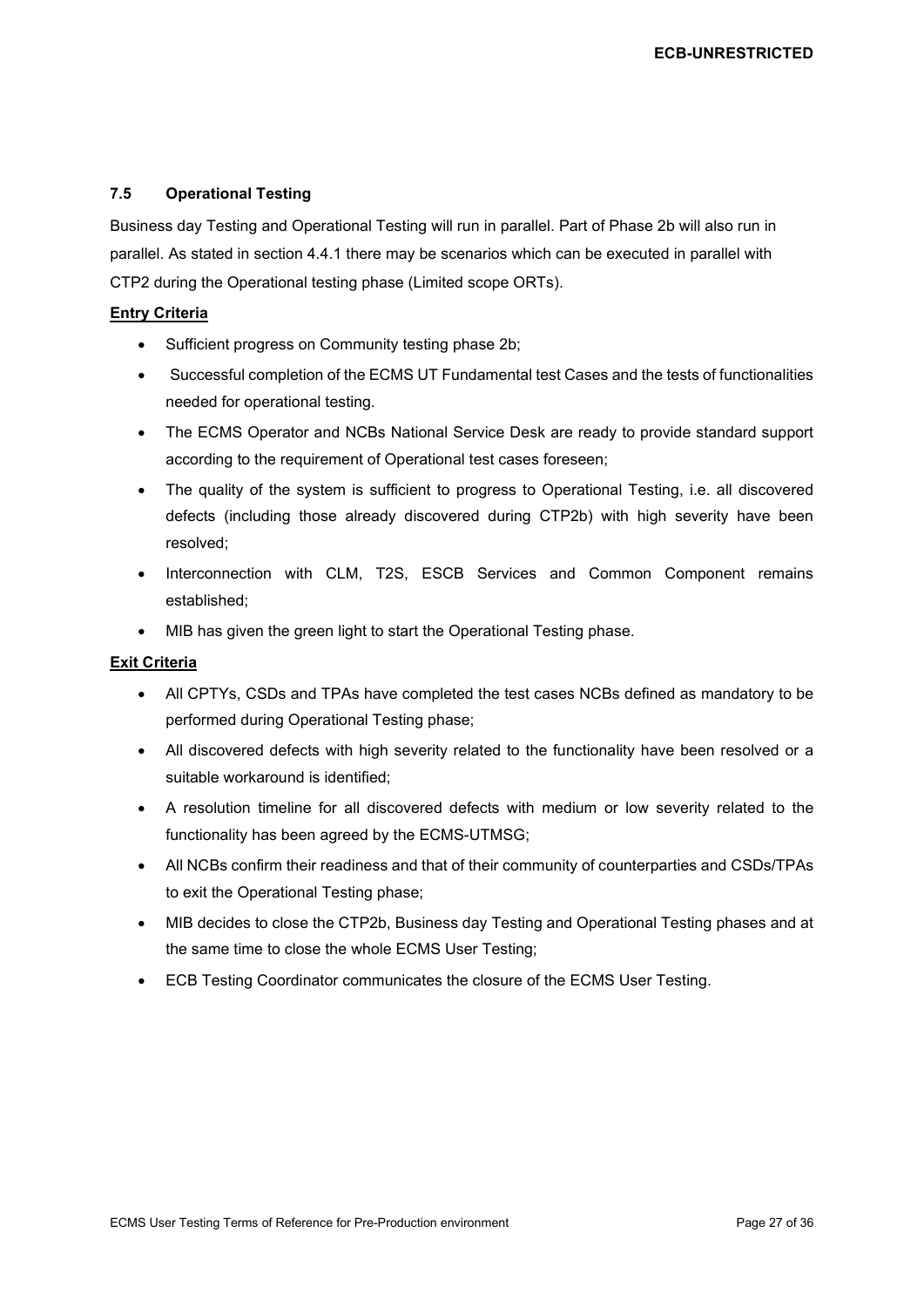### 7.5 Operational Testing

Business day Testing and Operational Testing will run in parallel. Part of Phase 2b will also run in parallel. As stated in section 4.4.1 there may be scenarios which can be executed in parallel with CTP2 during the Operational testing phase (Limited scope ORTs).

**Entry Criteria**

- Sufficient progress on Community testing phase 2b;
- Successful completion of the ECMS UT Fundamental test Cases and the tests of functionalities needed for operational testing.
- The ECMS Operator and NCBs National Service Desk are ready to provide standard support according to the requirement of Operational test cases foreseen;
- The quality of the system is sufficient to progress to Operational Testing, i.e. all discovered defects (including those already discovered during CTP2b) with high severity have been resolved;
- Interconnection with CLM, T2S, ESCB Services and Common Component remains established;
- MIB has given the green light to start the Operational Testing phase.

**Exit Criteria**

- All CPTYs, CSDs and TPAs have completed the test cases NCBs defined as mandatory to be performed during Operational Testing phase;
- All discovered defects with high severity related to the functionality have been resolved or a suitable workaround is identified;
- A resolution timeline for all discovered defects with medium or low severity related to the functionality has been agreed by the ECMS-UTMSG;
- All NCBs confirm their readiness and that of their community of counterparties and CSDs/TPAs to exit the Operational Testing phase;
- MIB decides to close the CTP2b, Business day Testing and Operational Testing phases and at the same time to close the whole ECMS User Testing;
- ECB Testing Coordinator communicates the closure of the ECMS User Testing.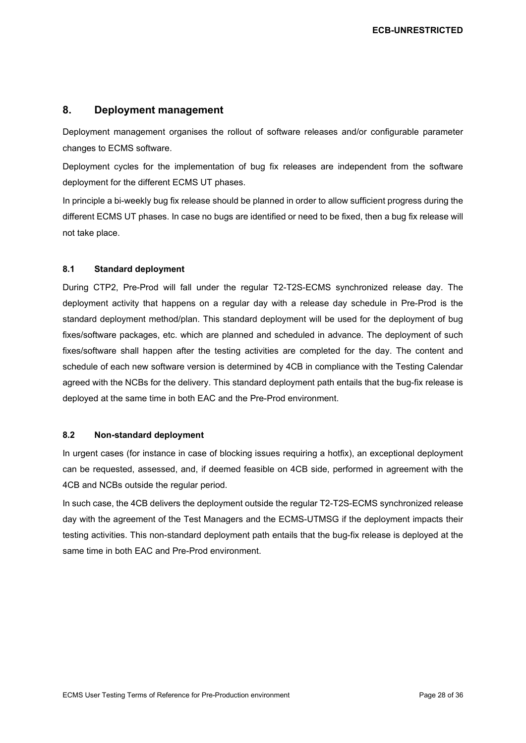# 8. Deployment management

Deployment management organises the rollout of software releases and/or configurable parameter changes to ECMS software.

Deployment cycles for the implementation of bug fix releases are independent from the software deployment for the different ECMS UT phases.

In principle a bi-weekly bug fix release should be planned in order to allow sufficient progress during the different ECMS UT phases. In case no bugs are identified or need to be fixed, then a bug fix release will not take place.

## 8.1 Standard deployment

During CTP2, Pre-Prod will fall under the regular T2-T2S-ECMS synchronized release day. The deployment activity that happens on a regular day with a release day schedule in Pre-Prod is the standard deployment method/plan. This standard deployment will be used for the deployment of bug fixes/software packages, etc. which are planned and scheduled in advance. The deployment of such fixes/software shall happen after the testing activities are completed for the day. The content and schedule of each new software version is determined by 4CB in compliance with the Testing Calendar agreed with the NCBs for the delivery. This standard deployment path entails that the bug-fix release is deployed at the same time in both EAC and the Pre-Prod environment.

## 8.2 Non-standard deployment

In urgent cases (for instance in case of blocking issues requiring a hotfix), an exceptional deployment can be requested, assessed, and, if deemed feasible on 4CB side, performed in agreement with the 4CB and NCBs outside the regular period.

In such case, the 4CB delivers the deployment outside the regular T2-T2S-ECMS synchronized release day with the agreement of the Test Managers and the ECMS-UTMSG if the deployment impacts their testing activities. This non-standard deployment path entails that the bug-fix release is deployed at the same time in both EAC and Pre-Prod environment.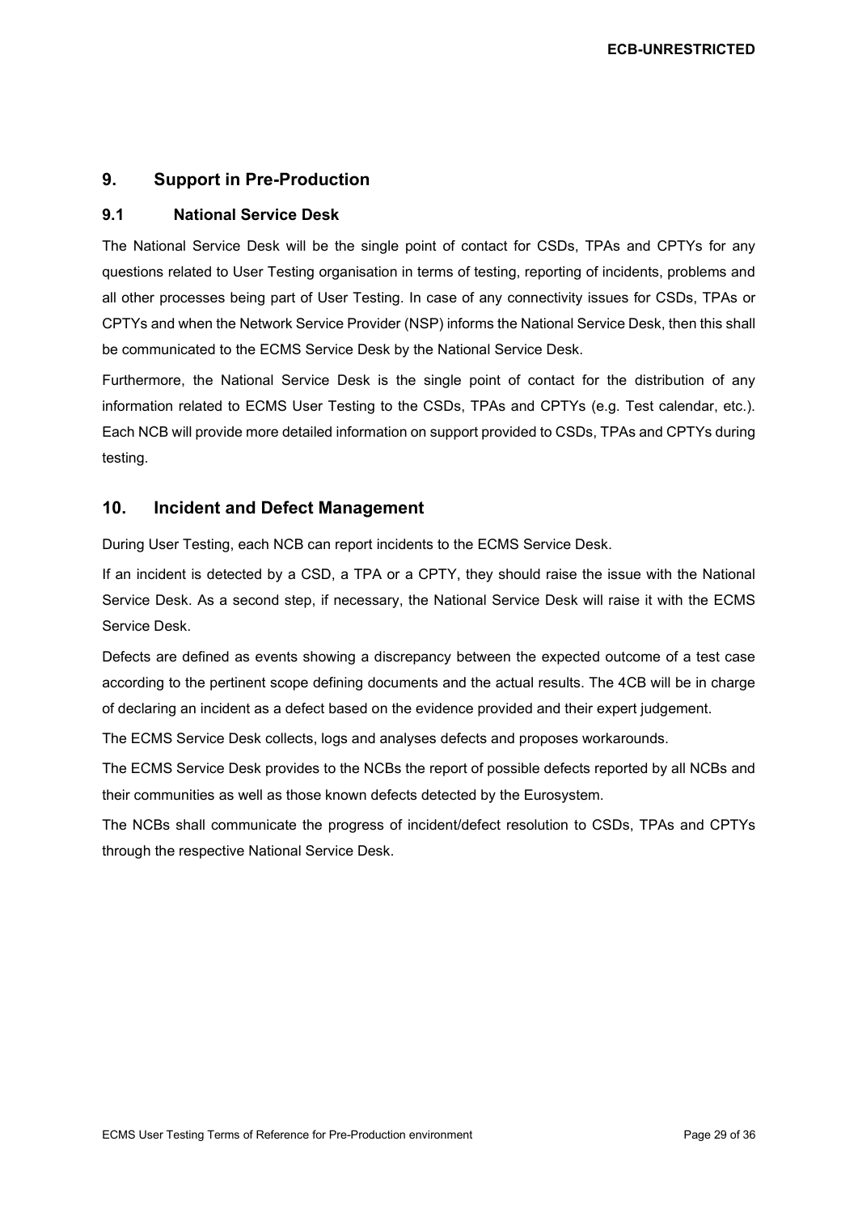## 9. Support in Pre-Production

### 9.1 National Service Desk

The National Service Desk will be the single point of contact for CSDs, TPAs and CPTYs for any questions related to User Testing organisation in terms of testing, reporting of incidents, problems and all other processes being part of User Testing. In case of any connectivity issues for CSDs, TPAs or CPTYs and when the Network Service Provider (NSP) informs the National Service Desk, then this shall be communicated to the ECMS Service Desk by the National Service Desk.

Furthermore, the National Service Desk is the single point of contact for the distribution of any information related to ECMS User Testing to the CSDs, TPAs and CPTYs (e.g. Test calendar, etc.). Each NCB will provide more detailed information on support provided to CSDs, TPAs and CPTYs during testing.

## 10. Incident and Defect Management

During User Testing, each NCB can report incidents to the ECMS Service Desk.

If an incident is detected by a CSD, a TPA or a CPTY, they should raise the issue with the National Service Desk. As a second step, if necessary, the National Service Desk will raise it with the ECMS Service Desk.

Defects are defined as events showing a discrepancy between the expected outcome of a test case according to the pertinent scope defining documents and the actual results. The 4CB will be in charge of declaring an incident as a defect based on the evidence provided and their expert judgement.

The ECMS Service Desk collects, logs and analyses defects and proposes workarounds.

The ECMS Service Desk provides to the NCBs the report of possible defects reported by all NCBs and their communities as well as those known defects detected by the Eurosystem.

The NCBs shall communicate the progress of incident/defect resolution to CSDs, TPAs and CPTYs through the respective National Service Desk.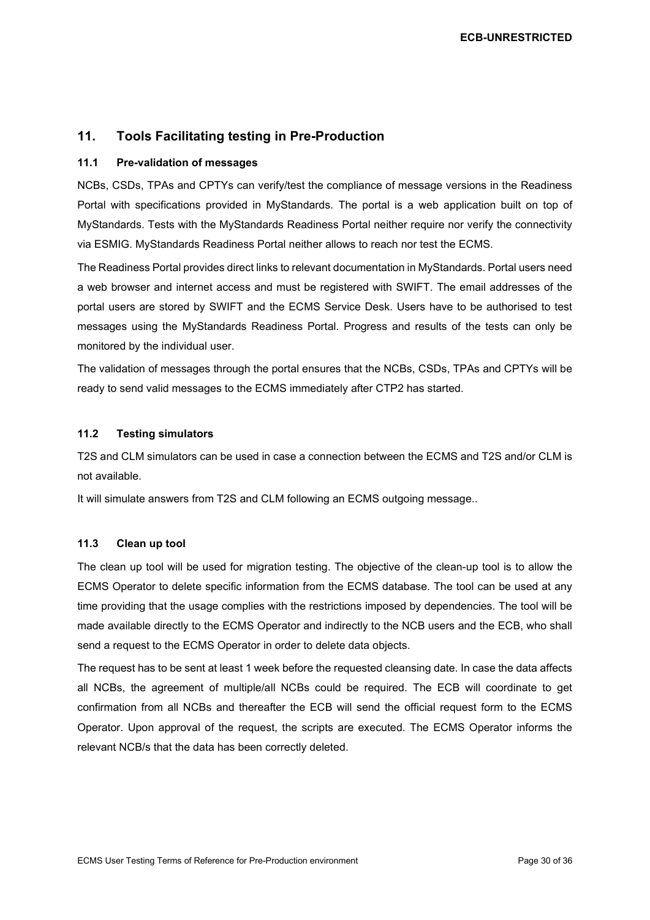# 11. Tools Facilitating testing in Pre-Production

## 11.1 Pre-validation of messages

NCBs, CSDs, TPAs and CPTYs can verify/test the compliance of message versions in the Readiness Portal with specifications provided in MyStandards. The portal is a web application built on top of MyStandards. Tests with the MyStandards Readiness Portal neither require nor verify the connectivity via ESMIG. MyStandards Readiness Portal neither allows to reach nor test the ECMS.

The Readiness Portal provides direct links to relevant documentation in MyStandards. Portal users need a web browser and internet access and must be registered with SWIFT. The email addresses of the portal users are stored by SWIFT and the ECMS Service Desk. Users have to be authorised to test messages using the MyStandards Readiness Portal. Progress and results of the tests can only be monitored by the individual user.

The validation of messages through the portal ensures that the NCBs, CSDs, TPAs and CPTYs will be ready to send valid messages to the ECMS immediately after CTP2 has started.

## 11.2 Testing simulators

T2S and CLM simulators can be used in case a connection between the ECMS and T2S and/or CLM is not available.

It will simulate answers from T2S and CLM following an ECMS outgoing message..

## 11.3 Clean up tool

The clean up tool will be used for migration testing. The objective of the clean-up tool is to allow the ECMS Operator to delete specific information from the ECMS database. The tool can be used at any time providing that the usage complies with the restrictions imposed by dependencies. The tool will be made available directly to the ECMS Operator and indirectly to the NCB users and the ECB, who shall send a request to the ECMS Operator in order to delete data objects.

The request has to be sent at least 1 week before the requested cleansing date. In case the data affects all NCBs, the agreement of multiple/all NCBs could be required. The ECB will coordinate to get confirmation from all NCBs and thereafter the ECB will send the official request form to the ECMS Operator. Upon approval of the request, the scripts are executed. The ECMS Operator informs the relevant NCB/s that the data has been correctly deleted.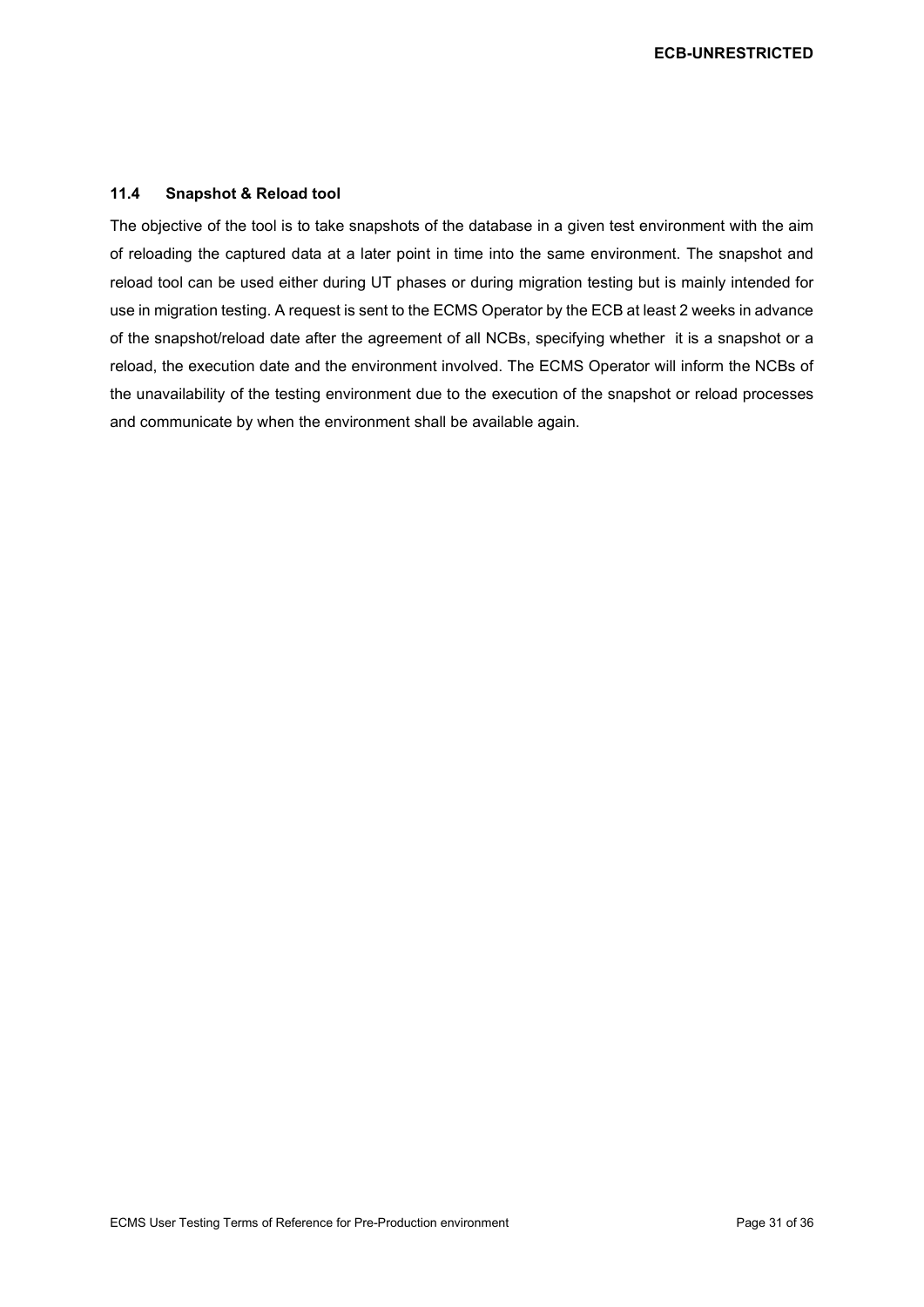### 11.4 Snapshot & Reload tool

The objective of the tool is to take snapshots of the database in a given test environment with the aim of reloading the captured data at a later point in time into the same environment. The snapshot and reload tool can be used either during UT phases or during migration testing but is mainly intended for use in migration testing. A request is sent to the ECMS Operator by the ECB at least 2 weeks in advance of the snapshot/reload date after the agreement of all NCBs, specifying whether it is a snapshot or a reload, the execution date and the environment involved. The ECMS Operator will inform the NCBs of the unavailability of the testing environment due to the execution of the snapshot or reload processes and communicate by when the environment shall be available again.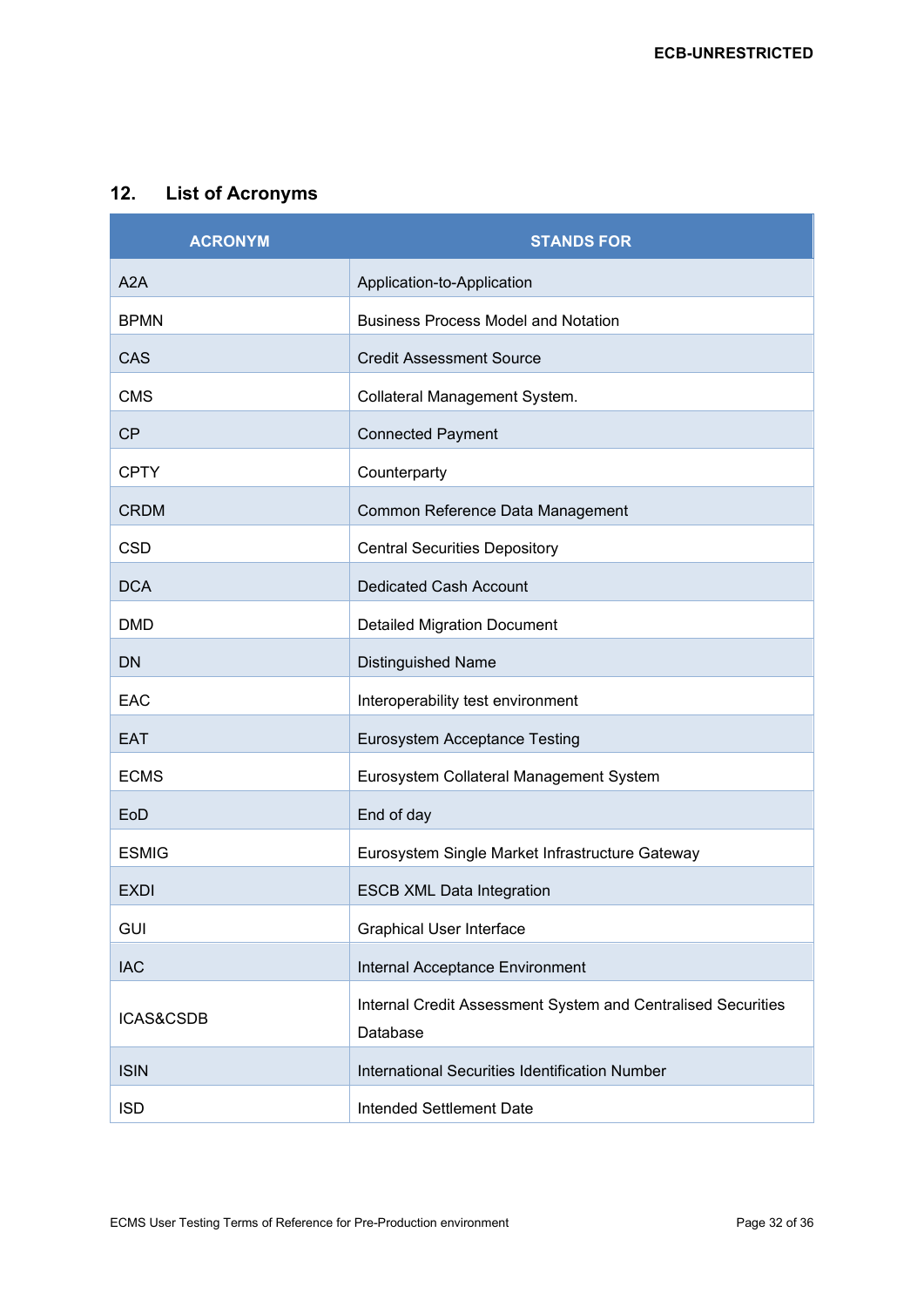## 12. List of Acronyms

| ACRONYM | STANDS FOR |
|---|---|
| A2A | Application-to-Application |
| BPMN | Business Process Model and Notation |
| CAS | Credit Assessment Source |
| CMS | Collateral Management System. |
| CP | Connected Payment |
| CPTY | Counterparty |
| CRDM | Common Reference Data Management |
| CSD | Central Securities Depository |
| DCA | Dedicated Cash Account |
| DMD | Detailed Migration Document |
| DN | Distinguished Name |
| EAC | Interoperability test environment |
| EAT | Eurosystem Acceptance Testing |
| ECMS | Eurosystem Collateral Management System |
| EoD | End of day |
| ESMIG | Eurosystem Single Market Infrastructure Gateway |
| EXDI | ESCB XML Data Integration |
| GUI | Graphical User Interface |
| IAC | Internal Acceptance Environment |
| ICAS&CSDB | Internal Credit Assessment System and Centralised Securities Database |
| ISIN | International Securities Identification Number |
| ISD | Intended Settlement Date |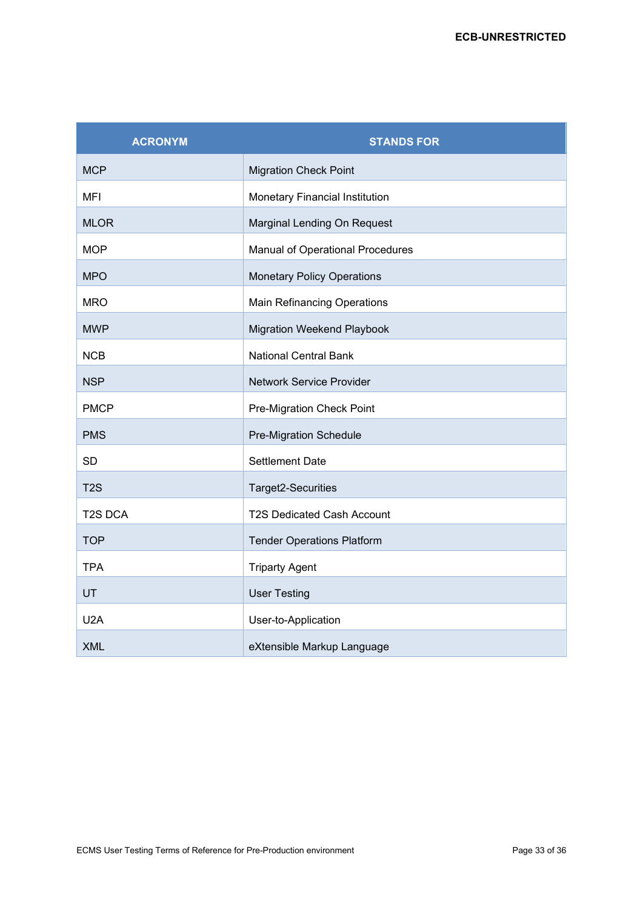| ACRONYM | STANDS FOR |
|---|---|
| MCP | Migration Check Point |
| MFI | Monetary Financial Institution |
| MLOR | Marginal Lending On Request |
| MOP | Manual of Operational Procedures |
| MPO | Monetary Policy Operations |
| MRO | Main Refinancing Operations |
| MWP | Migration Weekend Playbook |
| NCB | National Central Bank |
| NSP | Network Service Provider |
| PMCP | Pre-Migration Check Point |
| PMS | Pre-Migration Schedule |
| SD | Settlement Date |
| T2S | Target2-Securities |
| T2S DCA | T2S Dedicated Cash Account |
| TOP | Tender Operations Platform |
| TPA | Triparty Agent |
| UT | User Testing |
| U2A | User-to-Application |
| XML | eXtensible Markup Language |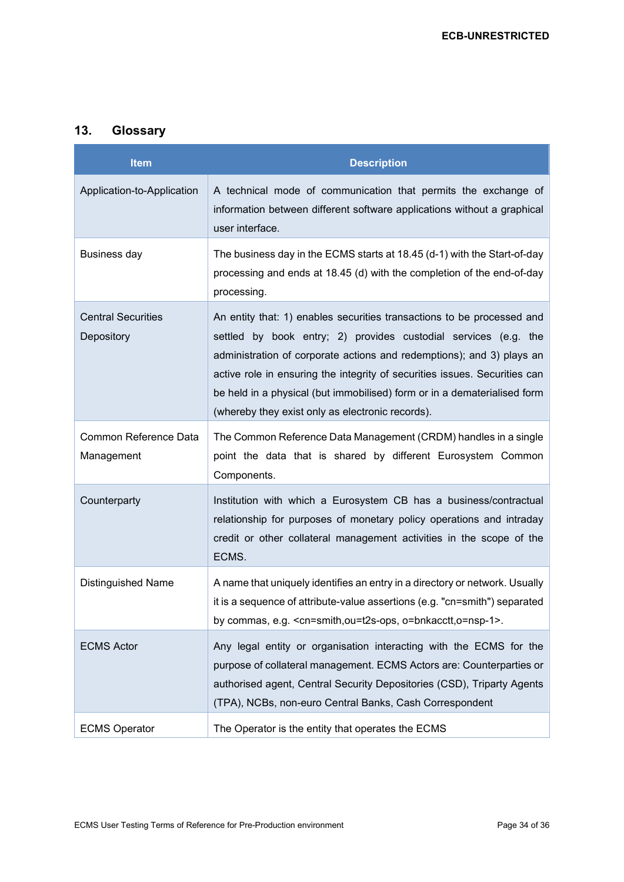## 13. Glossary

| Item | Description |
|---|---|
| Application-to-Application | A technical mode of communication that permits the exchange of information between different software applications without a graphical user interface. |
| Business day | The business day in the ECMS starts at 18.45 (d-1) with the Start-of-day processing and ends at 18.45 (d) with the completion of the end-of-day processing. |
| Central Securities Depository | An entity that: 1) enables securities transactions to be processed and settled by book entry; 2) provides custodial services (e.g. the administration of corporate actions and redemptions); and 3) plays an active role in ensuring the integrity of securities issues. Securities can be held in a physical (but immobilised) form or in a dematerialised form (whereby they exist only as electronic records). |
| Common Reference Data Management | The Common Reference Data Management (CRDM) handles in a single point the data that is shared by different Eurosystem Common Components. |
| Counterparty | Institution with which a Eurosystem CB has a business/contractual relationship for purposes of monetary policy operations and intraday credit or other collateral management activities in the scope of the ECMS. |
| Distinguished Name | A name that uniquely identifies an entry in a directory or network. Usually it is a sequence of attribute-value assertions (e.g. "cn=smith") separated by commas, e.g. <cn=smith,ou=t2s-ops, o=bnkacctt,o=nsp-1>. |
| ECMS Actor | Any legal entity or organisation interacting with the ECMS for the purpose of collateral management. ECMS Actors are: Counterparties or authorised agent, Central Security Depositories (CSD), Triparty Agents (TPA), NCBs, non-euro Central Banks, Cash Correspondent |
| ECMS Operator | The Operator is the entity that operates the ECMS |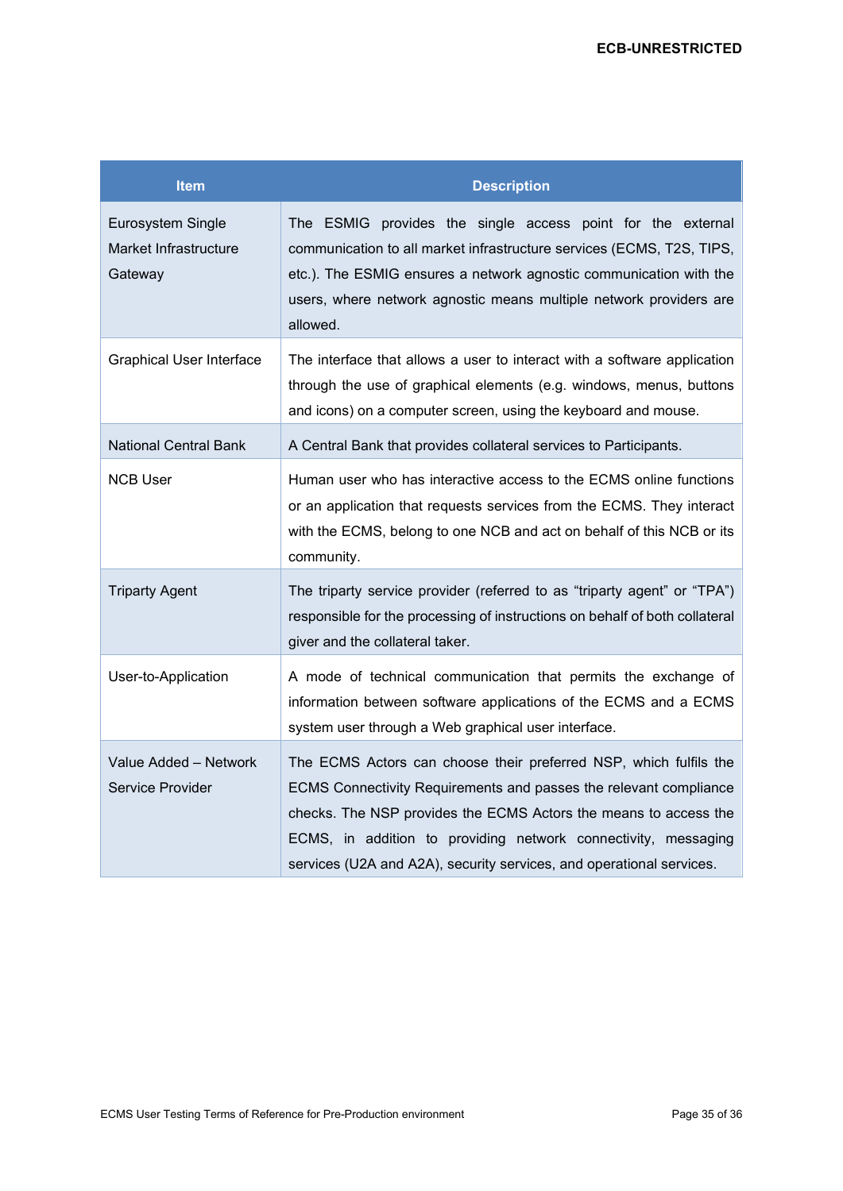| Item | Description |
| --- | --- |
| Eurosystem Single Market Infrastructure Gateway | The ESMIG provides the single access point for the external communication to all market infrastructure services (ECMS, T2S, TIPS, etc.). The ESMIG ensures a network agnostic communication with the users, where network agnostic means multiple network providers are allowed. |
| Graphical User Interface | The interface that allows a user to interact with a software application through the use of graphical elements (e.g. windows, menus, buttons and icons) on a computer screen, using the keyboard and mouse. |
| National Central Bank | A Central Bank that provides collateral services to Participants. |
| NCB User | Human user who has interactive access to the ECMS online functions or an application that requests services from the ECMS. They interact with the ECMS, belong to one NCB and act on behalf of this NCB or its community. |
| Triparty Agent | The triparty service provider (referred to as "triparty agent" or "TPA") responsible for the processing of instructions on behalf of both collateral giver and the collateral taker. |
| User-to-Application | A mode of technical communication that permits the exchange of information between software applications of the ECMS and a ECMS system user through a Web graphical user interface. |
| Value Added – Network Service Provider | The ECMS Actors can choose their preferred NSP, which fulfils the ECMS Connectivity Requirements and passes the relevant compliance checks. The NSP provides the ECMS Actors the means to access the ECMS, in addition to providing network connectivity, messaging services (U2A and A2A), security services, and operational services. |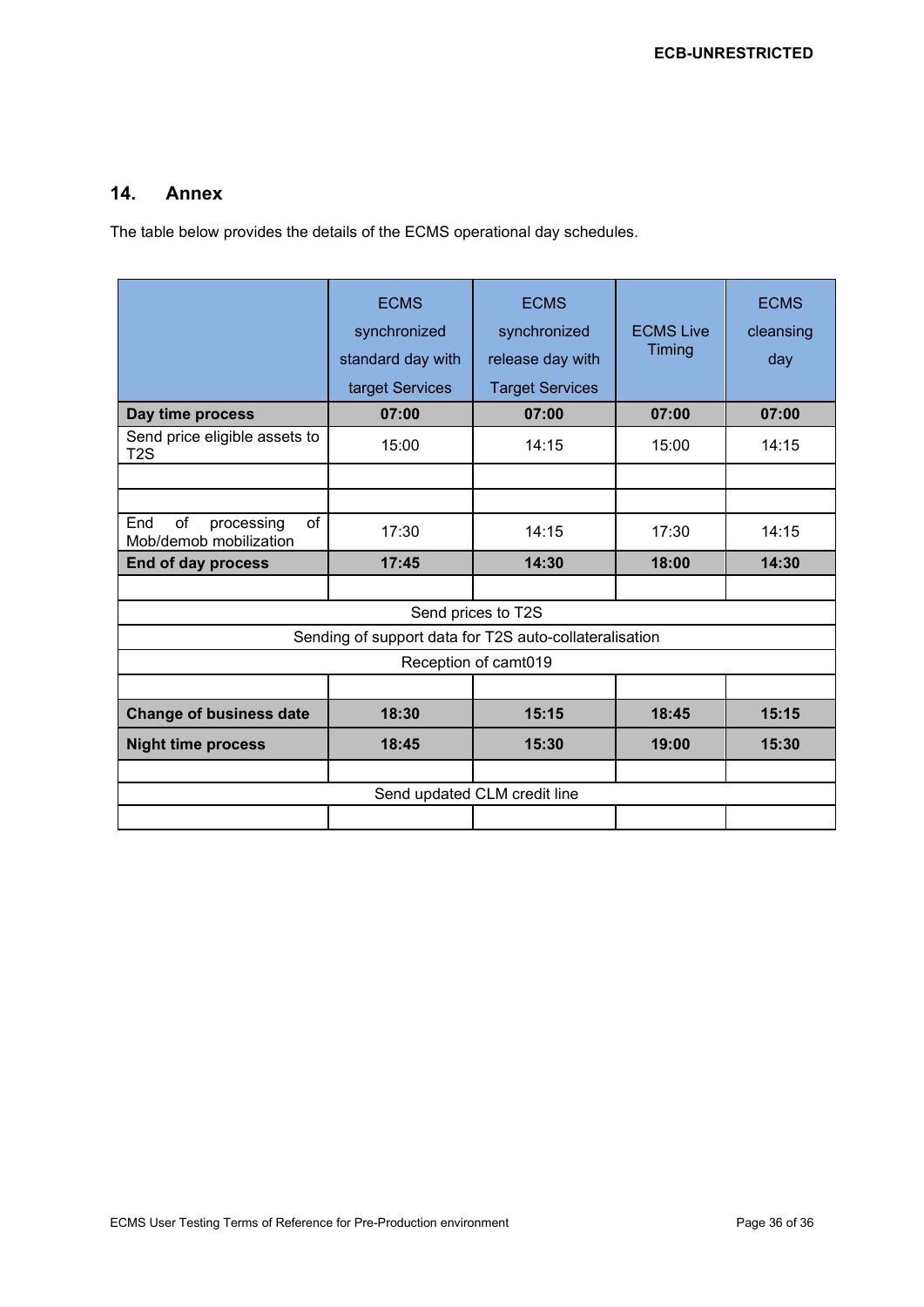## 14. Annex

The table below provides the details of the ECMS operational day schedules.

| | ECMS synchronized standard day with target Services | ECMS synchronized release day with Target Services | ECMS Live Timing | ECMS cleansing day |
|---|---|---|---|---|
| **Day time process** | **07:00** | **07:00** | **07:00** | **07:00** |
| Send price eligible assets to T2S | 15:00 | 14:15 | 15:00 | 14:15 |
| | | | | |
| | | | | |
| End of processing of Mob/demob mobilization | 17:30 | 14:15 | 17:30 | 14:15 |
| **End of day process** | **17:45** | **14:30** | **18:00** | **14:30** |
| | | | | |
| Send prices to T2S | | | | |
| Sending of support data for T2S auto-collateralisation | | | | |
| Reception of camt019 | | | | |
| | | | | |
| **Change of business date** | **18:30** | **15:15** | **18:45** | **15:15** |
| **Night time process** | **18:45** | **15:30** | **19:00** | **15:30** |
| | | | | |
| Send updated CLM credit line | | | | |
| | | | | |